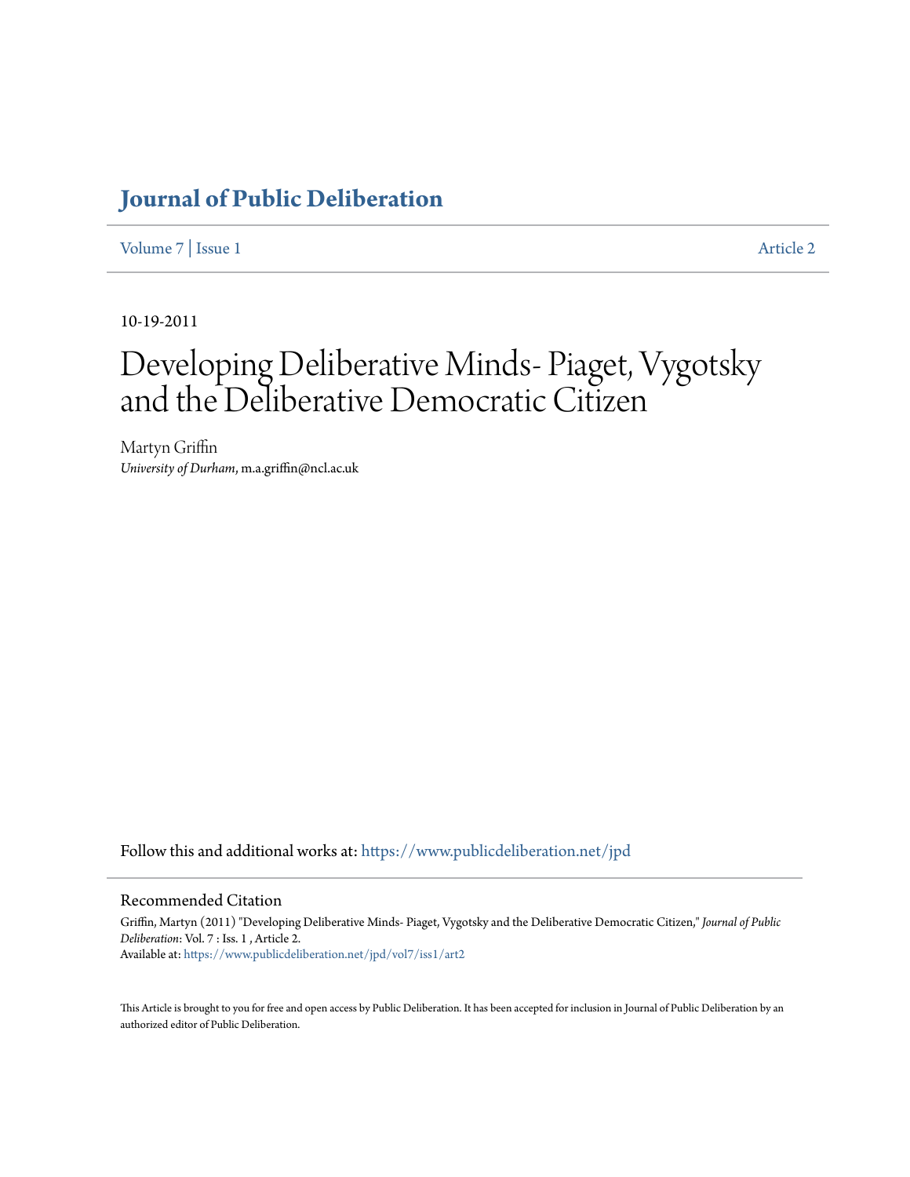# Journal of Public Deliberation

Volume 7 | Issue 1 Article 2

10-19-2011

# Developing Deliberative Minds- Piaget, Vygotsky and the Deliberative Democratic Citizen

Martyn Griffin
*University of Durham*, m.a.griffin@ncl.ac.uk

Follow this and additional works at: https://www.publicdeliberation.net/jpd

## Recommended Citation

Griffin, Martyn (2011) "Developing Deliberative Minds- Piaget, Vygotsky and the Deliberative Democratic Citizen," *Journal of Public Deliberation*: Vol. 7 : Iss. 1 , Article 2.
Available at: https://www.publicdeliberation.net/jpd/vol7/iss1/art2

This Article is brought to you for free and open access by Public Deliberation. It has been accepted for inclusion in Journal of Public Deliberation by an authorized editor of Public Deliberation.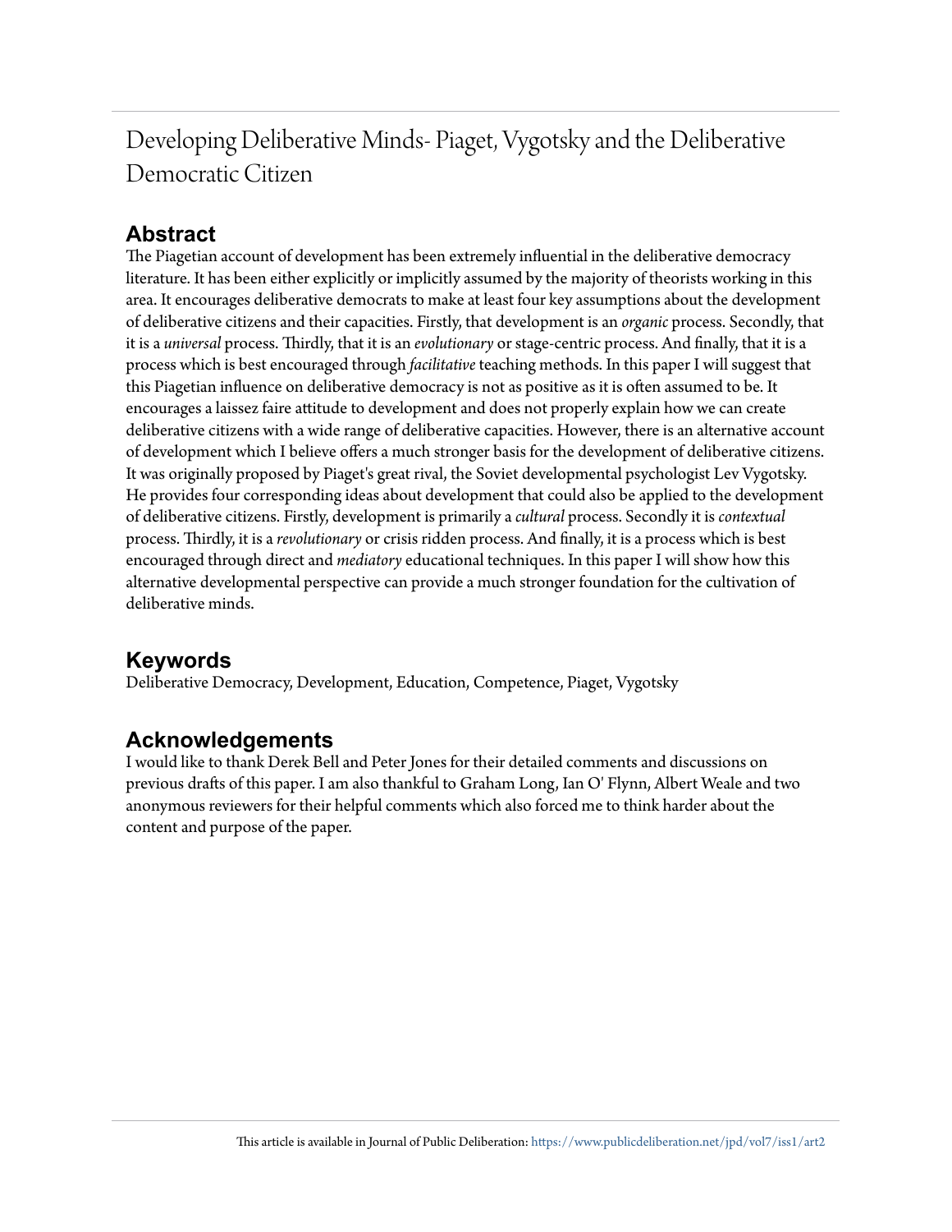# Developing Deliberative Minds- Piaget, Vygotsky and the Deliberative Democratic Citizen

## Abstract

The Piagetian account of development has been extremely influential in the deliberative democracy literature. It has been either explicitly or implicitly assumed by the majority of theorists working in this area. It encourages deliberative democrats to make at least four key assumptions about the development of deliberative citizens and their capacities. Firstly, that development is an *organic* process. Secondly, that it is a *universal* process. Thirdly, that it is an *evolutionary* or stage-centric process. And finally, that it is a process which is best encouraged through *facilitative* teaching methods. In this paper I will suggest that this Piagetian influence on deliberative democracy is not as positive as it is often assumed to be. It encourages a laissez faire attitude to development and does not properly explain how we can create deliberative citizens with a wide range of deliberative capacities. However, there is an alternative account of development which I believe offers a much stronger basis for the development of deliberative citizens. It was originally proposed by Piaget's great rival, the Soviet developmental psychologist Lev Vygotsky. He provides four corresponding ideas about development that could also be applied to the development of deliberative citizens. Firstly, development is primarily a *cultural* process. Secondly it is *contextual* process. Thirdly, it is a *revolutionary* or crisis ridden process. And finally, it is a process which is best encouraged through direct and *mediatory* educational techniques. In this paper I will show how this alternative developmental perspective can provide a much stronger foundation for the cultivation of deliberative minds.

## Keywords

Deliberative Democracy, Development, Education, Competence, Piaget, Vygotsky

## Acknowledgements

I would like to thank Derek Bell and Peter Jones for their detailed comments and discussions on previous drafts of this paper. I am also thankful to Graham Long, Ian O' Flynn, Albert Weale and two anonymous reviewers for their helpful comments which also forced me to think harder about the content and purpose of the paper.

This article is available in Journal of Public Deliberation: https://www.publicdeliberation.net/jpd/vol7/iss1/art2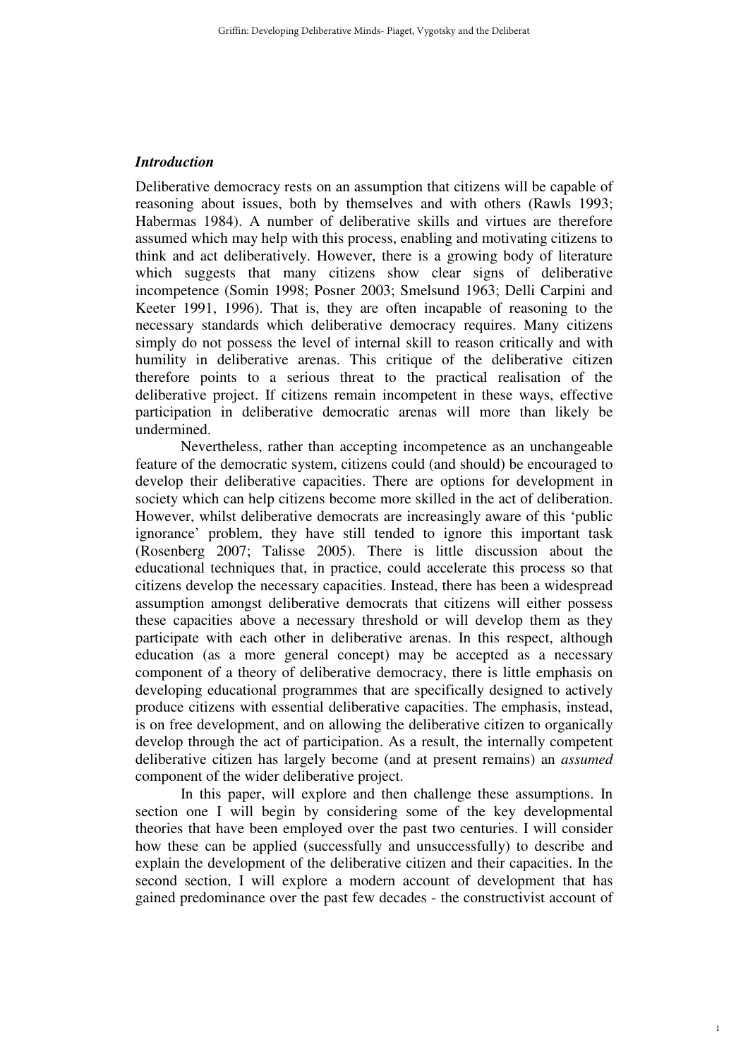### *Introduction*

Deliberative democracy rests on an assumption that citizens will be capable of reasoning about issues, both by themselves and with others (Rawls 1993; Habermas 1984). A number of deliberative skills and virtues are therefore assumed which may help with this process, enabling and motivating citizens to think and act deliberatively. However, there is a growing body of literature which suggests that many citizens show clear signs of deliberative incompetence (Somin 1998; Posner 2003; Smelsund 1963; Delli Carpini and Keeter 1991, 1996). That is, they are often incapable of reasoning to the necessary standards which deliberative democracy requires. Many citizens simply do not possess the level of internal skill to reason critically and with humility in deliberative arenas. This critique of the deliberative citizen therefore points to a serious threat to the practical realisation of the deliberative project. If citizens remain incompetent in these ways, effective participation in deliberative democratic arenas will more than likely be undermined.

Nevertheless, rather than accepting incompetence as an unchangeable feature of the democratic system, citizens could (and should) be encouraged to develop their deliberative capacities. There are options for development in society which can help citizens become more skilled in the act of deliberation. However, whilst deliberative democrats are increasingly aware of this 'public ignorance' problem, they have still tended to ignore this important task (Rosenberg 2007; Talisse 2005). There is little discussion about the educational techniques that, in practice, could accelerate this process so that citizens develop the necessary capacities. Instead, there has been a widespread assumption amongst deliberative democrats that citizens will either possess these capacities above a necessary threshold or will develop them as they participate with each other in deliberative arenas. In this respect, although education (as a more general concept) may be accepted as a necessary component of a theory of deliberative democracy, there is little emphasis on developing educational programmes that are specifically designed to actively produce citizens with essential deliberative capacities. The emphasis, instead, is on free development, and on allowing the deliberative citizen to organically develop through the act of participation. As a result, the internally competent deliberative citizen has largely become (and at present remains) an *assumed* component of the wider deliberative project.

In this paper, will explore and then challenge these assumptions. In section one I will begin by considering some of the key developmental theories that have been employed over the past two centuries. I will consider how these can be applied (successfully and unsuccessfully) to describe and explain the development of the deliberative citizen and their capacities. In the second section, I will explore a modern account of development that has gained predominance over the past few decades - the constructivist account of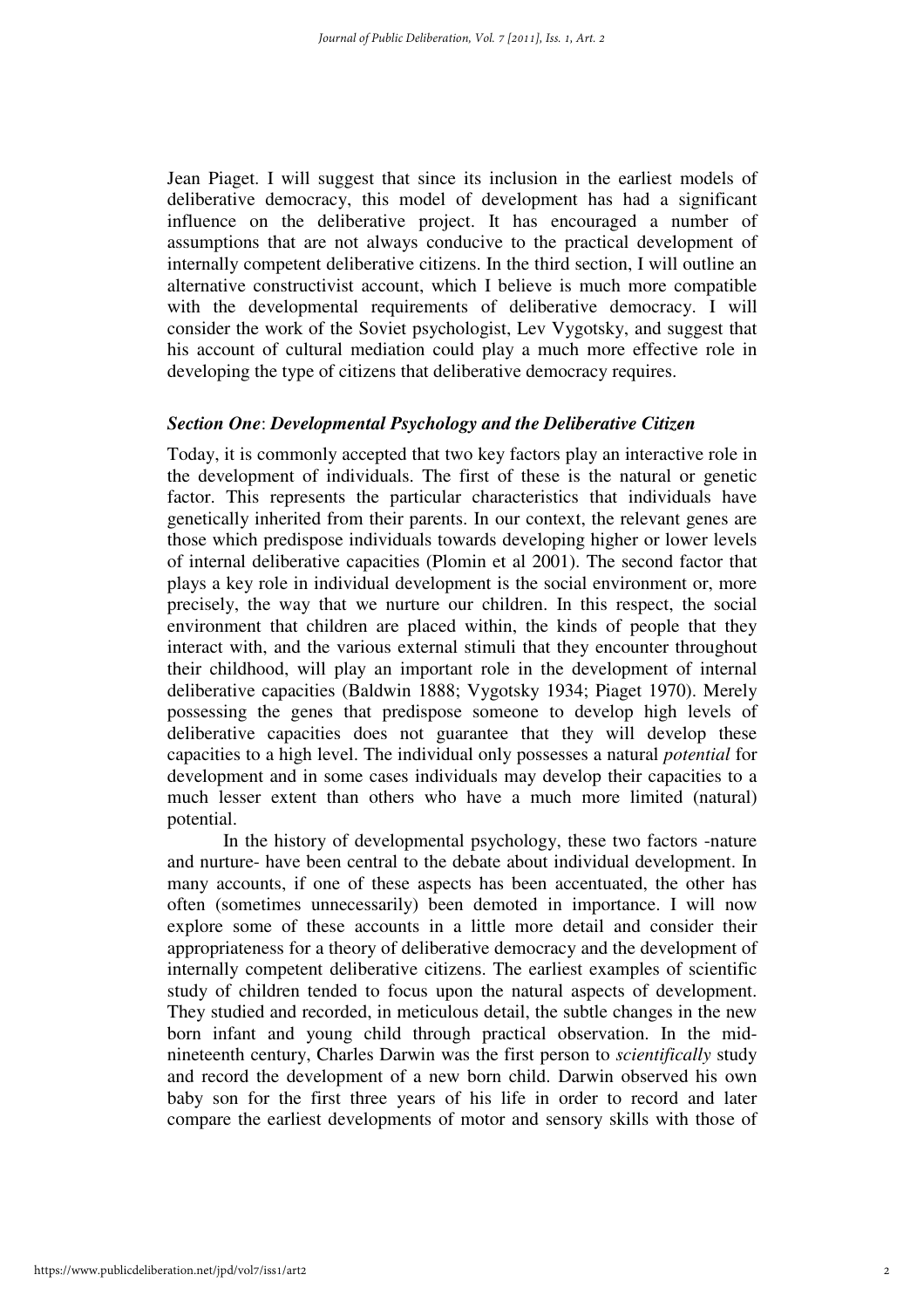Jean Piaget. I will suggest that since its inclusion in the earliest models of deliberative democracy, this model of development has had a significant influence on the deliberative project. It has encouraged a number of assumptions that are not always conducive to the practical development of internally competent deliberative citizens. In the third section, I will outline an alternative constructivist account, which I believe is much more compatible with the developmental requirements of deliberative democracy. I will consider the work of the Soviet psychologist, Lev Vygotsky, and suggest that his account of cultural mediation could play a much more effective role in developing the type of citizens that deliberative democracy requires.

### *Section One*: *Developmental Psychology and the Deliberative Citizen*

Today, it is commonly accepted that two key factors play an interactive role in the development of individuals. The first of these is the natural or genetic factor. This represents the particular characteristics that individuals have genetically inherited from their parents. In our context, the relevant genes are those which predispose individuals towards developing higher or lower levels of internal deliberative capacities (Plomin et al 2001). The second factor that plays a key role in individual development is the social environment or, more precisely, the way that we nurture our children. In this respect, the social environment that children are placed within, the kinds of people that they interact with, and the various external stimuli that they encounter throughout their childhood, will play an important role in the development of internal deliberative capacities (Baldwin 1888; Vygotsky 1934; Piaget 1970). Merely possessing the genes that predispose someone to develop high levels of deliberative capacities does not guarantee that they will develop these capacities to a high level. The individual only possesses a natural *potential* for development and in some cases individuals may develop their capacities to a much lesser extent than others who have a much more limited (natural) potential.

In the history of developmental psychology, these two factors -nature and nurture- have been central to the debate about individual development. In many accounts, if one of these aspects has been accentuated, the other has often (sometimes unnecessarily) been demoted in importance. I will now explore some of these accounts in a little more detail and consider their appropriateness for a theory of deliberative democracy and the development of internally competent deliberative citizens. The earliest examples of scientific study of children tended to focus upon the natural aspects of development. They studied and recorded, in meticulous detail, the subtle changes in the new born infant and young child through practical observation. In the mid-nineteenth century, Charles Darwin was the first person to *scientifically* study and record the development of a new born child. Darwin observed his own baby son for the first three years of his life in order to record and later compare the earliest developments of motor and sensory skills with those of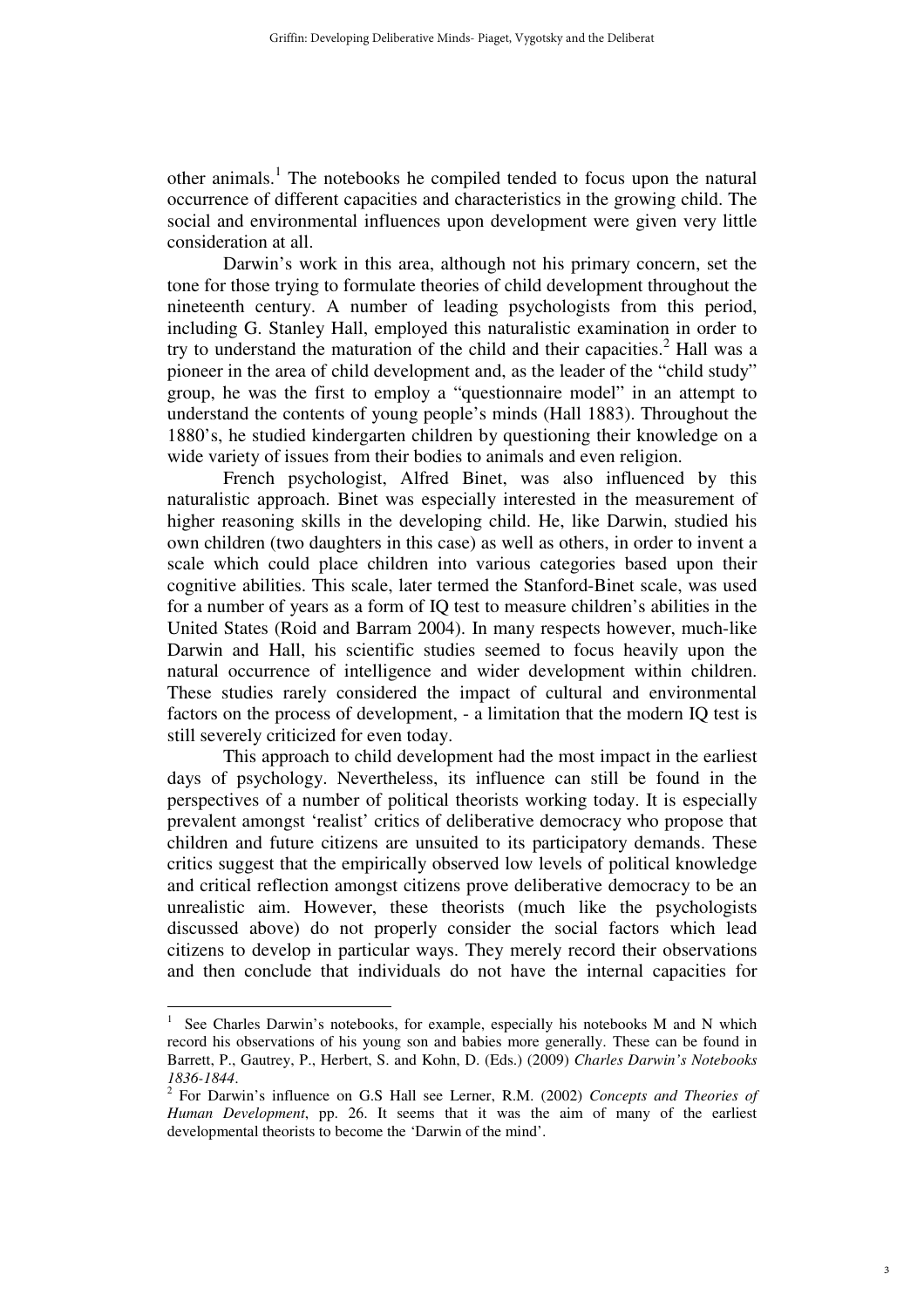other animals.[1] The notebooks he compiled tended to focus upon the natural occurrence of different capacities and characteristics in the growing child. The social and environmental influences upon development were given very little consideration at all.

Darwin's work in this area, although not his primary concern, set the tone for those trying to formulate theories of child development throughout the nineteenth century. A number of leading psychologists from this period, including G. Stanley Hall, employed this naturalistic examination in order to try to understand the maturation of the child and their capacities.[2] Hall was a pioneer in the area of child development and, as the leader of the "child study" group, he was the first to employ a "questionnaire model" in an attempt to understand the contents of young people's minds (Hall 1883). Throughout the 1880's, he studied kindergarten children by questioning their knowledge on a wide variety of issues from their bodies to animals and even religion.

French psychologist, Alfred Binet, was also influenced by this naturalistic approach. Binet was especially interested in the measurement of higher reasoning skills in the developing child. He, like Darwin, studied his own children (two daughters in this case) as well as others, in order to invent a scale which could place children into various categories based upon their cognitive abilities. This scale, later termed the Stanford-Binet scale, was used for a number of years as a form of IQ test to measure children's abilities in the United States (Roid and Barram 2004). In many respects however, much-like Darwin and Hall, his scientific studies seemed to focus heavily upon the natural occurrence of intelligence and wider development within children. These studies rarely considered the impact of cultural and environmental factors on the process of development, - a limitation that the modern IQ test is still severely criticized for even today.

This approach to child development had the most impact in the earliest days of psychology. Nevertheless, its influence can still be found in the perspectives of a number of political theorists working today. It is especially prevalent amongst 'realist' critics of deliberative democracy who propose that children and future citizens are unsuited to its participatory demands. These critics suggest that the empirically observed low levels of political knowledge and critical reflection amongst citizens prove deliberative democracy to be an unrealistic aim. However, these theorists (much like the psychologists discussed above) do not properly consider the social factors which lead citizens to develop in particular ways. They merely record their observations and then conclude that individuals do not have the internal capacities for

---

[1] See Charles Darwin's notebooks, for example, especially his notebooks M and N which record his observations of his young son and babies more generally. These can be found in Barrett, P., Gautrey, P., Herbert, S. and Kohn, D. (Eds.) (2009) *Charles Darwin's Notebooks 1836-1844*.

[2] For Darwin's influence on G.S Hall see Lerner, R.M. (2002) *Concepts and Theories of Human Development*, pp. 26. It seems that it was the aim of many of the earliest developmental theorists to become the 'Darwin of the mind'.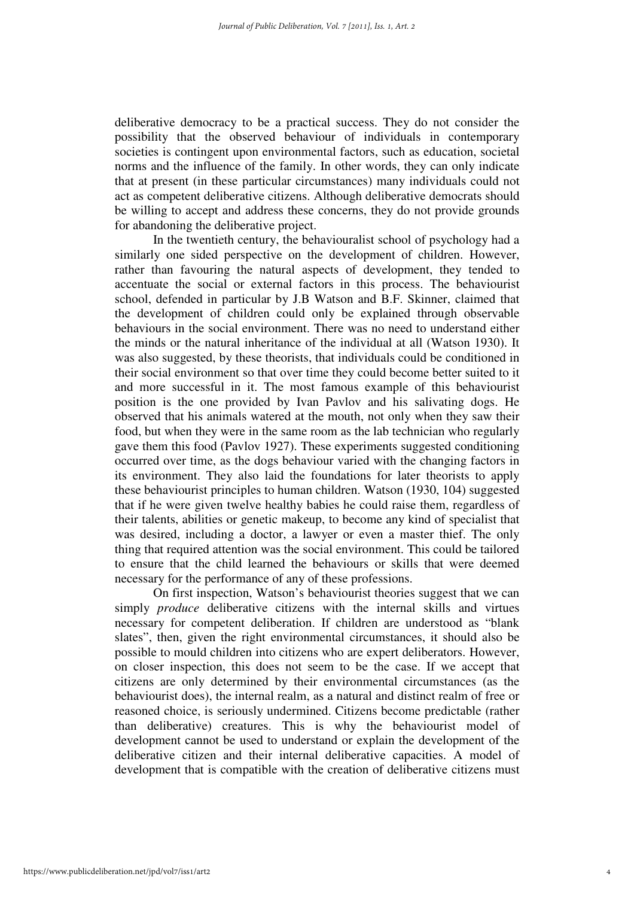deliberative democracy to be a practical success. They do not consider the possibility that the observed behaviour of individuals in contemporary societies is contingent upon environmental factors, such as education, societal norms and the influence of the family. In other words, they can only indicate that at present (in these particular circumstances) many individuals could not act as competent deliberative citizens. Although deliberative democrats should be willing to accept and address these concerns, they do not provide grounds for abandoning the deliberative project.

In the twentieth century, the behaviouralist school of psychology had a similarly one sided perspective on the development of children. However, rather than favouring the natural aspects of development, they tended to accentuate the social or external factors in this process. The behaviourist school, defended in particular by J.B Watson and B.F. Skinner, claimed that the development of children could only be explained through observable behaviours in the social environment. There was no need to understand either the minds or the natural inheritance of the individual at all (Watson 1930). It was also suggested, by these theorists, that individuals could be conditioned in their social environment so that over time they could become better suited to it and more successful in it. The most famous example of this behaviourist position is the one provided by Ivan Pavlov and his salivating dogs. He observed that his animals watered at the mouth, not only when they saw their food, but when they were in the same room as the lab technician who regularly gave them this food (Pavlov 1927). These experiments suggested conditioning occurred over time, as the dogs behaviour varied with the changing factors in its environment. They also laid the foundations for later theorists to apply these behaviourist principles to human children. Watson (1930, 104) suggested that if he were given twelve healthy babies he could raise them, regardless of their talents, abilities or genetic makeup, to become any kind of specialist that was desired, including a doctor, a lawyer or even a master thief. The only thing that required attention was the social environment. This could be tailored to ensure that the child learned the behaviours or skills that were deemed necessary for the performance of any of these professions.

On first inspection, Watson's behaviourist theories suggest that we can simply *produce* deliberative citizens with the internal skills and virtues necessary for competent deliberation. If children are understood as "blank slates", then, given the right environmental circumstances, it should also be possible to mould children into citizens who are expert deliberators. However, on closer inspection, this does not seem to be the case. If we accept that citizens are only determined by their environmental circumstances (as the behaviourist does), the internal realm, as a natural and distinct realm of free or reasoned choice, is seriously undermined. Citizens become predictable (rather than deliberative) creatures. This is why the behaviourist model of development cannot be used to understand or explain the development of the deliberative citizen and their internal deliberative capacities. A model of development that is compatible with the creation of deliberative citizens must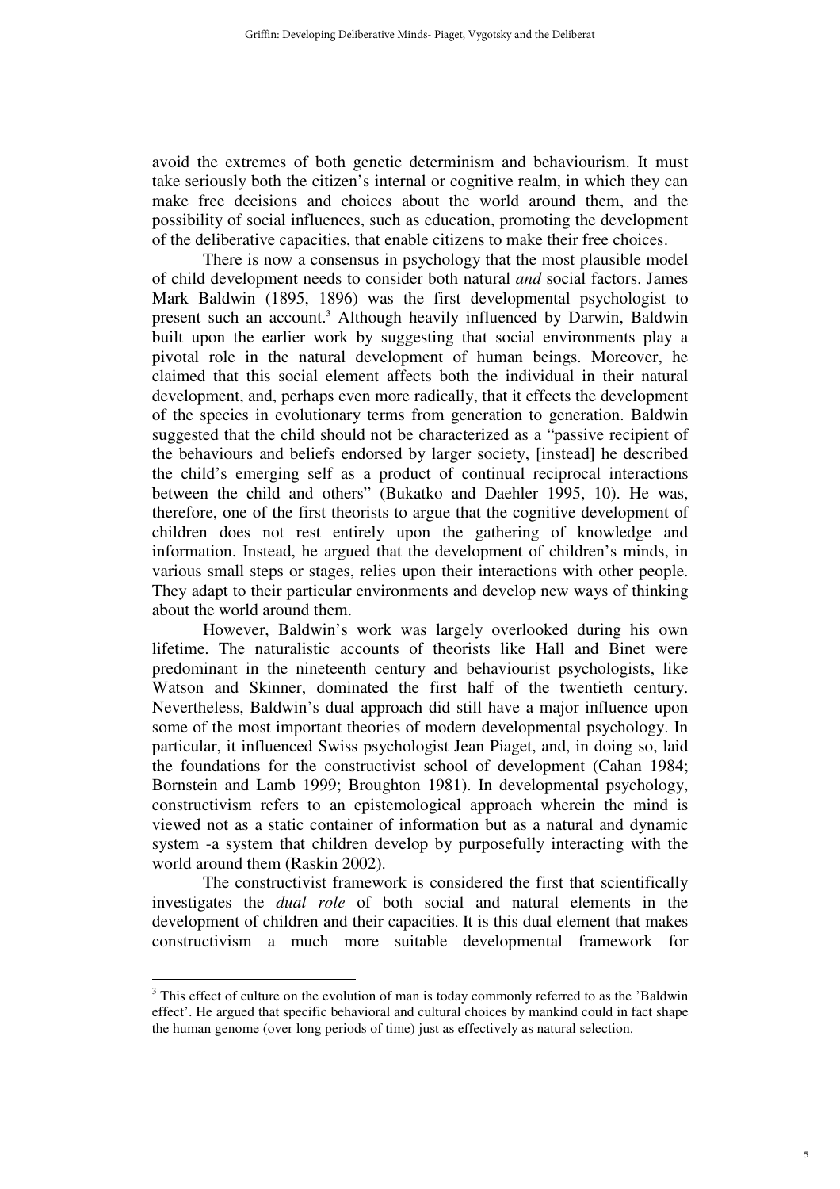avoid the extremes of both genetic determinism and behaviourism. It must take seriously both the citizen's internal or cognitive realm, in which they can make free decisions and choices about the world around them, and the possibility of social influences, such as education, promoting the development of the deliberative capacities, that enable citizens to make their free choices.

There is now a consensus in psychology that the most plausible model of child development needs to consider both natural *and* social factors. James Mark Baldwin (1895, 1896) was the first developmental psychologist to present such an account.[3] Although heavily influenced by Darwin, Baldwin built upon the earlier work by suggesting that social environments play a pivotal role in the natural development of human beings. Moreover, he claimed that this social element affects both the individual in their natural development, and, perhaps even more radically, that it effects the development of the species in evolutionary terms from generation to generation. Baldwin suggested that the child should not be characterized as a "passive recipient of the behaviours and beliefs endorsed by larger society, [instead] he described the child's emerging self as a product of continual reciprocal interactions between the child and others" (Bukatko and Daehler 1995, 10). He was, therefore, one of the first theorists to argue that the cognitive development of children does not rest entirely upon the gathering of knowledge and information. Instead, he argued that the development of children's minds, in various small steps or stages, relies upon their interactions with other people. They adapt to their particular environments and develop new ways of thinking about the world around them.

However, Baldwin's work was largely overlooked during his own lifetime. The naturalistic accounts of theorists like Hall and Binet were predominant in the nineteenth century and behaviourist psychologists, like Watson and Skinner, dominated the first half of the twentieth century. Nevertheless, Baldwin's dual approach did still have a major influence upon some of the most important theories of modern developmental psychology. In particular, it influenced Swiss psychologist Jean Piaget, and, in doing so, laid the foundations for the constructivist school of development (Cahan 1984; Bornstein and Lamb 1999; Broughton 1981). In developmental psychology, constructivism refers to an epistemological approach wherein the mind is viewed not as a static container of information but as a natural and dynamic system -a system that children develop by purposefully interacting with the world around them (Raskin 2002).

The constructivist framework is considered the first that scientifically investigates the *dual role* of both social and natural elements in the development of children and their capacities. It is this dual element that makes constructivism a much more suitable developmental framework for

---

[3] This effect of culture on the evolution of man is today commonly referred to as the 'Baldwin effect'. He argued that specific behavioral and cultural choices by mankind could in fact shape the human genome (over long periods of time) just as effectively as natural selection.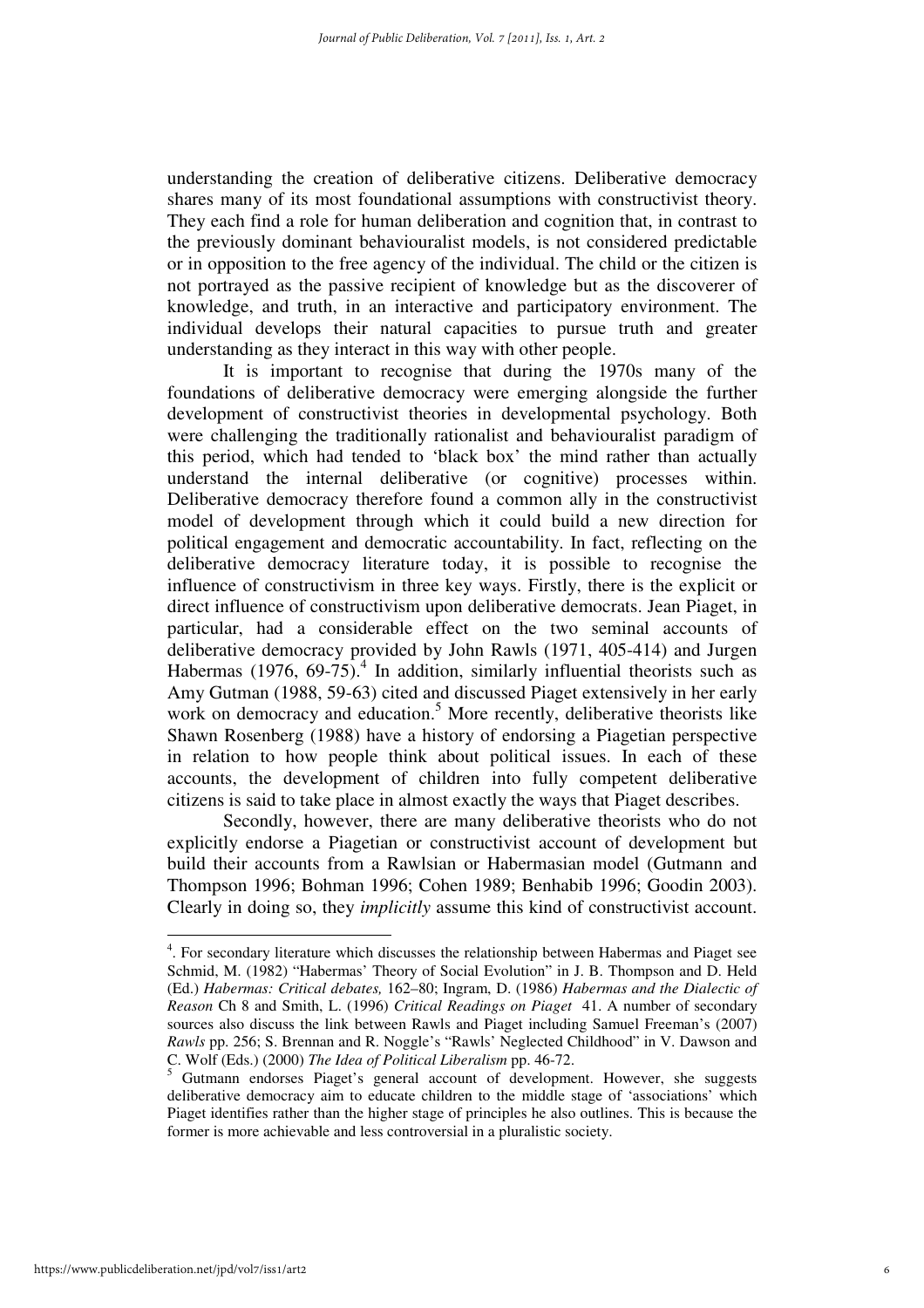understanding the creation of deliberative citizens. Deliberative democracy shares many of its most foundational assumptions with constructivist theory. They each find a role for human deliberation and cognition that, in contrast to the previously dominant behaviouralist models, is not considered predictable or in opposition to the free agency of the individual. The child or the citizen is not portrayed as the passive recipient of knowledge but as the discoverer of knowledge, and truth, in an interactive and participatory environment. The individual develops their natural capacities to pursue truth and greater understanding as they interact in this way with other people.

It is important to recognise that during the 1970s many of the foundations of deliberative democracy were emerging alongside the further development of constructivist theories in developmental psychology. Both were challenging the traditionally rationalist and behaviouralist paradigm of this period, which had tended to 'black box' the mind rather than actually understand the internal deliberative (or cognitive) processes within. Deliberative democracy therefore found a common ally in the constructivist model of development through which it could build a new direction for political engagement and democratic accountability. In fact, reflecting on the deliberative democracy literature today, it is possible to recognise the influence of constructivism in three key ways. Firstly, there is the explicit or direct influence of constructivism upon deliberative democrats. Jean Piaget, in particular, had a considerable effect on the two seminal accounts of deliberative democracy provided by John Rawls (1971, 405-414) and Jurgen Habermas (1976, 69-75).[4] In addition, similarly influential theorists such as Amy Gutman (1988, 59-63) cited and discussed Piaget extensively in her early work on democracy and education.[5] More recently, deliberative theorists like Shawn Rosenberg (1988) have a history of endorsing a Piagetian perspective in relation to how people think about political issues. In each of these accounts, the development of children into fully competent deliberative citizens is said to take place in almost exactly the ways that Piaget describes.

Secondly, however, there are many deliberative theorists who do not explicitly endorse a Piagetian or constructivist account of development but build their accounts from a Rawlsian or Habermasian model (Gutmann and Thompson 1996; Bohman 1996; Cohen 1989; Benhabib 1996; Goodin 2003). Clearly in doing so, they *implicitly* assume this kind of constructivist account.

---

[4]. For secondary literature which discusses the relationship between Habermas and Piaget see Schmid, M. (1982) "Habermas' Theory of Social Evolution" in J. B. Thompson and D. Held (Ed.) *Habermas: Critical debates,* 162–80; Ingram, D. (1986) *Habermas and the Dialectic of Reason* Ch 8 and Smith, L. (1996) *Critical Readings on Piaget* 41. A number of secondary sources also discuss the link between Rawls and Piaget including Samuel Freeman's (2007) *Rawls* pp. 256; S. Brennan and R. Noggle's "Rawls' Neglected Childhood" in V. Dawson and C. Wolf (Eds.) (2000) *The Idea of Political Liberalism* pp. 46-72.

[5] Gutmann endorses Piaget's general account of development. However, she suggests deliberative democracy aim to educate children to the middle stage of 'associations' which Piaget identifies rather than the higher stage of principles he also outlines. This is because the former is more achievable and less controversial in a pluralistic society.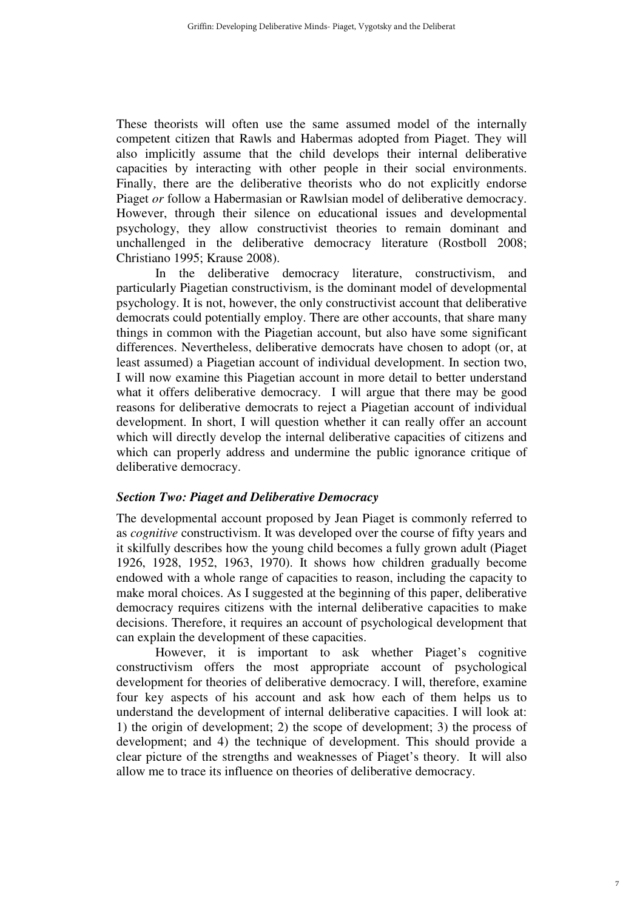These theorists will often use the same assumed model of the internally competent citizen that Rawls and Habermas adopted from Piaget. They will also implicitly assume that the child develops their internal deliberative capacities by interacting with other people in their social environments. Finally, there are the deliberative theorists who do not explicitly endorse Piaget *or* follow a Habermasian or Rawlsian model of deliberative democracy. However, through their silence on educational issues and developmental psychology, they allow constructivist theories to remain dominant and unchallenged in the deliberative democracy literature (Rostboll 2008; Christiano 1995; Krause 2008).

In the deliberative democracy literature, constructivism, and particularly Piagetian constructivism, is the dominant model of developmental psychology. It is not, however, the only constructivist account that deliberative democrats could potentially employ. There are other accounts, that share many things in common with the Piagetian account, but also have some significant differences. Nevertheless, deliberative democrats have chosen to adopt (or, at least assumed) a Piagetian account of individual development. In section two, I will now examine this Piagetian account in more detail to better understand what it offers deliberative democracy. I will argue that there may be good reasons for deliberative democrats to reject a Piagetian account of individual development. In short, I will question whether it can really offer an account which will directly develop the internal deliberative capacities of citizens and which can properly address and undermine the public ignorance critique of deliberative democracy.

### *Section Two: Piaget and Deliberative Democracy*

The developmental account proposed by Jean Piaget is commonly referred to as *cognitive* constructivism. It was developed over the course of fifty years and it skilfully describes how the young child becomes a fully grown adult (Piaget 1926, 1928, 1952, 1963, 1970). It shows how children gradually become endowed with a whole range of capacities to reason, including the capacity to make moral choices. As I suggested at the beginning of this paper, deliberative democracy requires citizens with the internal deliberative capacities to make decisions. Therefore, it requires an account of psychological development that can explain the development of these capacities.

However, it is important to ask whether Piaget's cognitive constructivism offers the most appropriate account of psychological development for theories of deliberative democracy. I will, therefore, examine four key aspects of his account and ask how each of them helps us to understand the development of internal deliberative capacities. I will look at: 1) the origin of development; 2) the scope of development; 3) the process of development; and 4) the technique of development. This should provide a clear picture of the strengths and weaknesses of Piaget's theory. It will also allow me to trace its influence on theories of deliberative democracy.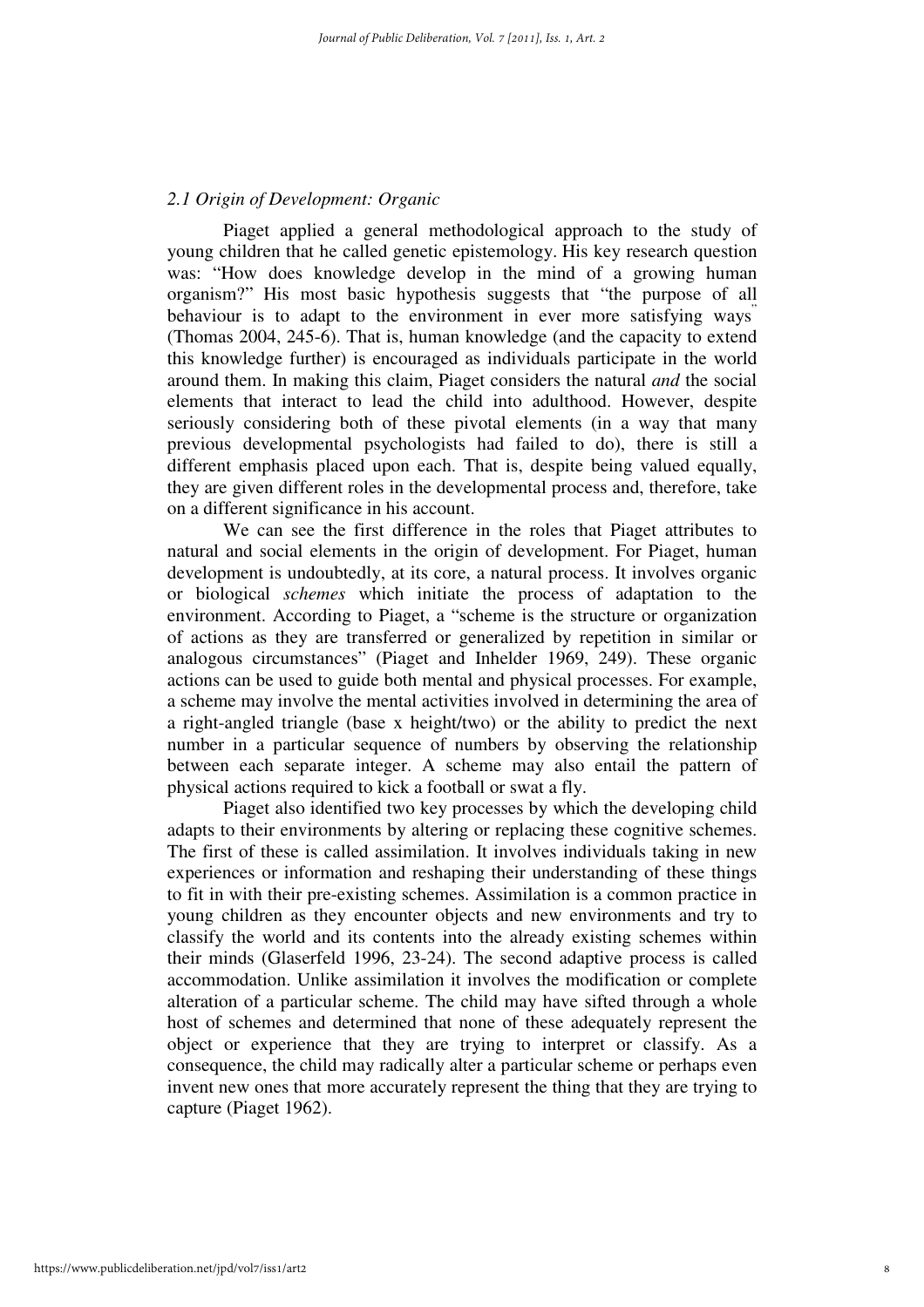### *2.1 Origin of Development: Organic*

Piaget applied a general methodological approach to the study of young children that he called genetic epistemology. His key research question was: "How does knowledge develop in the mind of a growing human organism?" His most basic hypothesis suggests that "the purpose of all behaviour is to adapt to the environment in ever more satisfying ways" (Thomas 2004, 245-6). That is, human knowledge (and the capacity to extend this knowledge further) is encouraged as individuals participate in the world around them. In making this claim, Piaget considers the natural *and* the social elements that interact to lead the child into adulthood. However, despite seriously considering both of these pivotal elements (in a way that many previous developmental psychologists had failed to do), there is still a different emphasis placed upon each. That is, despite being valued equally, they are given different roles in the developmental process and, therefore, take on a different significance in his account.

We can see the first difference in the roles that Piaget attributes to natural and social elements in the origin of development. For Piaget, human development is undoubtedly, at its core, a natural process. It involves organic or biological *schemes* which initiate the process of adaptation to the environment. According to Piaget, a "scheme is the structure or organization of actions as they are transferred or generalized by repetition in similar or analogous circumstances" (Piaget and Inhelder 1969, 249). These organic actions can be used to guide both mental and physical processes. For example, a scheme may involve the mental activities involved in determining the area of a right-angled triangle (base x height/two) or the ability to predict the next number in a particular sequence of numbers by observing the relationship between each separate integer. A scheme may also entail the pattern of physical actions required to kick a football or swat a fly.

Piaget also identified two key processes by which the developing child adapts to their environments by altering or replacing these cognitive schemes. The first of these is called assimilation. It involves individuals taking in new experiences or information and reshaping their understanding of these things to fit in with their pre-existing schemes. Assimilation is a common practice in young children as they encounter objects and new environments and try to classify the world and its contents into the already existing schemes within their minds (Glaserfeld 1996, 23-24). The second adaptive process is called accommodation. Unlike assimilation it involves the modification or complete alteration of a particular scheme. The child may have sifted through a whole host of schemes and determined that none of these adequately represent the object or experience that they are trying to interpret or classify. As a consequence, the child may radically alter a particular scheme or perhaps even invent new ones that more accurately represent the thing that they are trying to capture (Piaget 1962).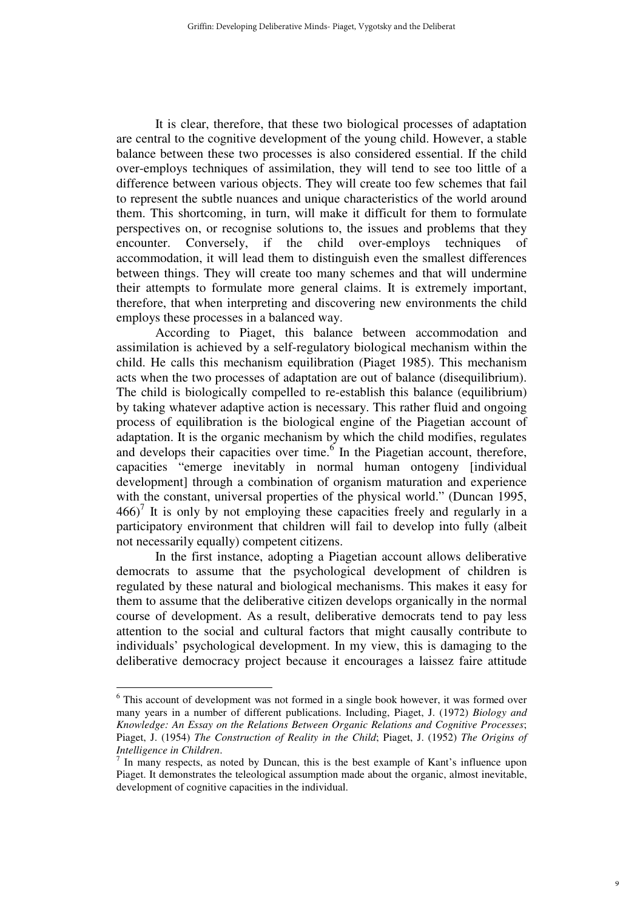It is clear, therefore, that these two biological processes of adaptation are central to the cognitive development of the young child. However, a stable balance between these two processes is also considered essential. If the child over-employs techniques of assimilation, they will tend to see too little of a difference between various objects. They will create too few schemes that fail to represent the subtle nuances and unique characteristics of the world around them. This shortcoming, in turn, will make it difficult for them to formulate perspectives on, or recognise solutions to, the issues and problems that they encounter. Conversely, if the child over-employs techniques of accommodation, it will lead them to distinguish even the smallest differences between things. They will create too many schemes and that will undermine their attempts to formulate more general claims. It is extremely important, therefore, that when interpreting and discovering new environments the child employs these processes in a balanced way.

According to Piaget, this balance between accommodation and assimilation is achieved by a self-regulatory biological mechanism within the child. He calls this mechanism equilibration (Piaget 1985). This mechanism acts when the two processes of adaptation are out of balance (disequilibrium). The child is biologically compelled to re-establish this balance (equilibrium) by taking whatever adaptive action is necessary. This rather fluid and ongoing process of equilibration is the biological engine of the Piagetian account of adaptation. It is the organic mechanism by which the child modifies, regulates and develops their capacities over time.[6] In the Piagetian account, therefore, capacities "emerge inevitably in normal human ontogeny [individual development] through a combination of organism maturation and experience with the constant, universal properties of the physical world." (Duncan 1995, 466)[7] It is only by not employing these capacities freely and regularly in a participatory environment that children will fail to develop into fully (albeit not necessarily equally) competent citizens.

In the first instance, adopting a Piagetian account allows deliberative democrats to assume that the psychological development of children is regulated by these natural and biological mechanisms. This makes it easy for them to assume that the deliberative citizen develops organically in the normal course of development. As a result, deliberative democrats tend to pay less attention to the social and cultural factors that might causally contribute to individuals' psychological development. In my view, this is damaging to the deliberative democracy project because it encourages a laissez faire attitude

---

[6] This account of development was not formed in a single book however, it was formed over many years in a number of different publications. Including, Piaget, J. (1972) *Biology and Knowledge: An Essay on the Relations Between Organic Relations and Cognitive Processes*; Piaget, J. (1954) *The Construction of Reality in the Child*; Piaget, J. (1952) *The Origins of Intelligence in Children*.

[7] In many respects, as noted by Duncan, this is the best example of Kant's influence upon Piaget. It demonstrates the teleological assumption made about the organic, almost inevitable, development of cognitive capacities in the individual.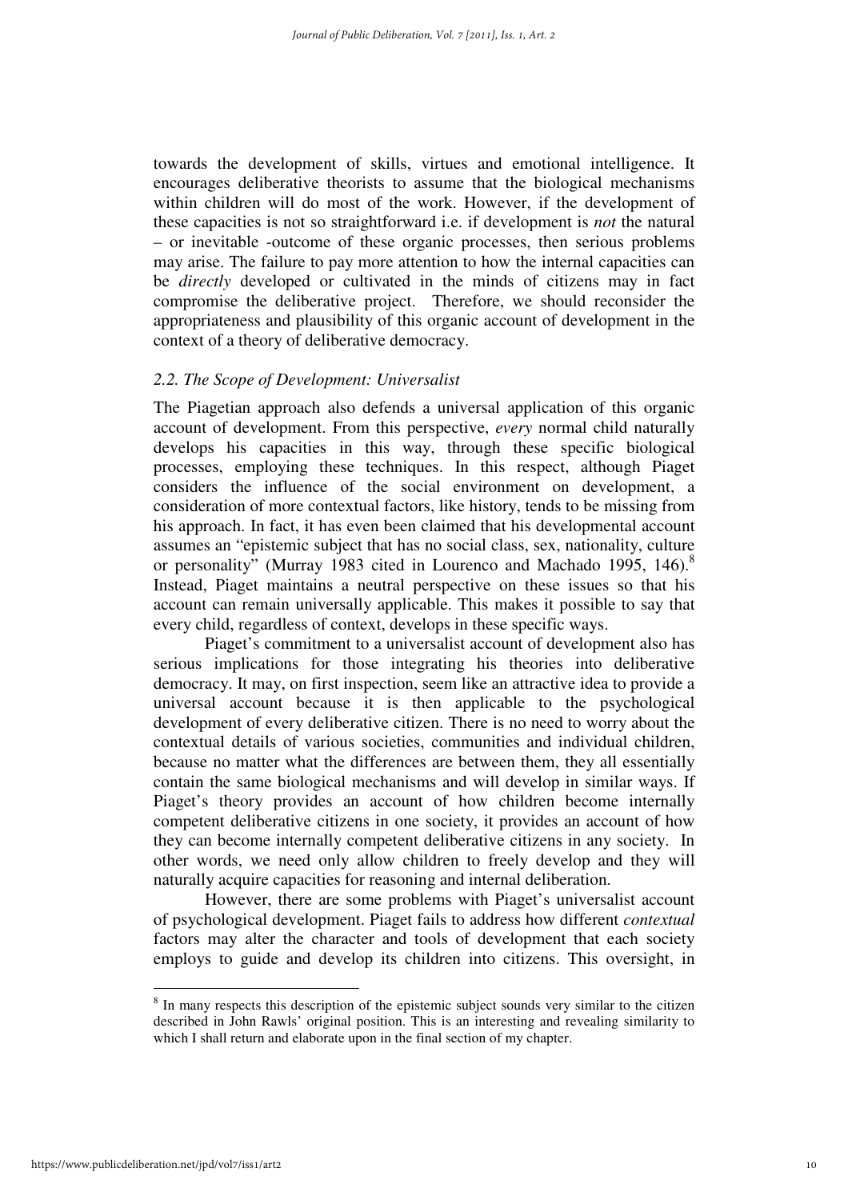towards the development of skills, virtues and emotional intelligence. It encourages deliberative theorists to assume that the biological mechanisms within children will do most of the work. However, if the development of these capacities is not so straightforward i.e. if development is *not* the natural – or inevitable -outcome of these organic processes, then serious problems may arise. The failure to pay more attention to how the internal capacities can be *directly* developed or cultivated in the minds of citizens may in fact compromise the deliberative project. Therefore, we should reconsider the appropriateness and plausibility of this organic account of development in the context of a theory of deliberative democracy.

### *2.2. The Scope of Development: Universalist*

The Piagetian approach also defends a universal application of this organic account of development. From this perspective, *every* normal child naturally develops his capacities in this way, through these specific biological processes, employing these techniques. In this respect, although Piaget considers the influence of the social environment on development, a consideration of more contextual factors, like history, tends to be missing from his approach. In fact, it has even been claimed that his developmental account assumes an "epistemic subject that has no social class, sex, nationality, culture or personality" (Murray 1983 cited in Lourenco and Machado 1995, 146).[8] Instead, Piaget maintains a neutral perspective on these issues so that his account can remain universally applicable. This makes it possible to say that every child, regardless of context, develops in these specific ways.

Piaget's commitment to a universalist account of development also has serious implications for those integrating his theories into deliberative democracy. It may, on first inspection, seem like an attractive idea to provide a universal account because it is then applicable to the psychological development of every deliberative citizen. There is no need to worry about the contextual details of various societies, communities and individual children, because no matter what the differences are between them, they all essentially contain the same biological mechanisms and will develop in similar ways. If Piaget's theory provides an account of how children become internally competent deliberative citizens in one society, it provides an account of how they can become internally competent deliberative citizens in any society. In other words, we need only allow children to freely develop and they will naturally acquire capacities for reasoning and internal deliberation.

However, there are some problems with Piaget's universalist account of psychological development. Piaget fails to address how different *contextual* factors may alter the character and tools of development that each society employs to guide and develop its children into citizens. This oversight, in

[8] In many respects this description of the epistemic subject sounds very similar to the citizen described in John Rawls' original position. This is an interesting and revealing similarity to which I shall return and elaborate upon in the final section of my chapter.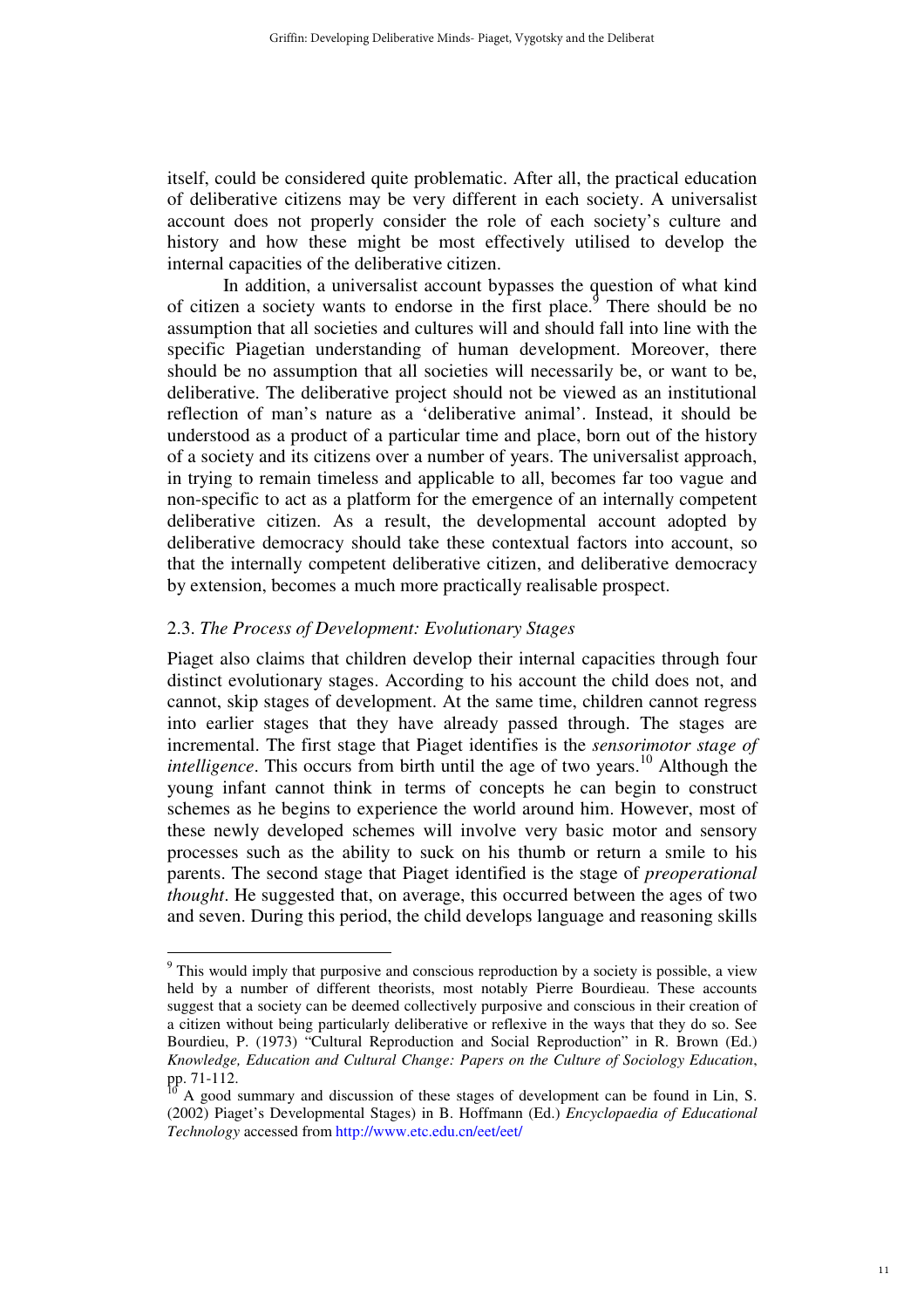itself, could be considered quite problematic. After all, the practical education of deliberative citizens may be very different in each society. A universalist account does not properly consider the role of each society's culture and history and how these might be most effectively utilised to develop the internal capacities of the deliberative citizen.

In addition, a universalist account bypasses the question of what kind of citizen a society wants to endorse in the first place.[9] There should be no assumption that all societies and cultures will and should fall into line with the specific Piagetian understanding of human development. Moreover, there should be no assumption that all societies will necessarily be, or want to be, deliberative. The deliberative project should not be viewed as an institutional reflection of man's nature as a 'deliberative animal'. Instead, it should be understood as a product of a particular time and place, born out of the history of a society and its citizens over a number of years. The universalist approach, in trying to remain timeless and applicable to all, becomes far too vague and non-specific to act as a platform for the emergence of an internally competent deliberative citizen. As a result, the developmental account adopted by deliberative democracy should take these contextual factors into account, so that the internally competent deliberative citizen, and deliberative democracy by extension, becomes a much more practically realisable prospect.

### 2.3. *The Process of Development: Evolutionary Stages*

Piaget also claims that children develop their internal capacities through four distinct evolutionary stages. According to his account the child does not, and cannot, skip stages of development. At the same time, children cannot regress into earlier stages that they have already passed through. The stages are incremental. The first stage that Piaget identifies is the *sensorimotor stage of intelligence*. This occurs from birth until the age of two years.[10] Although the young infant cannot think in terms of concepts he can begin to construct schemes as he begins to experience the world around him. However, most of these newly developed schemes will involve very basic motor and sensory processes such as the ability to suck on his thumb or return a smile to his parents. The second stage that Piaget identified is the stage of *preoperational thought*. He suggested that, on average, this occurred between the ages of two and seven. During this period, the child develops language and reasoning skills

---

[9] This would imply that purposive and conscious reproduction by a society is possible, a view held by a number of different theorists, most notably Pierre Bourdieu. These accounts suggest that a society can be deemed collectively purposive and conscious in their creation of a citizen without being particularly deliberative or reflexive in the ways that they do so. See Bourdieu, P. (1973) "Cultural Reproduction and Social Reproduction" in R. Brown (Ed.) *Knowledge, Education and Cultural Change: Papers on the Culture of Sociology Education*, pp. 71-112.

[10] A good summary and discussion of these stages of development can be found in Lin, S. (2002) Piaget's Developmental Stages) in B. Hoffmann (Ed.) *Encyclopaedia of Educational Technology* accessed from http://www.etc.edu.cn/eet/eet/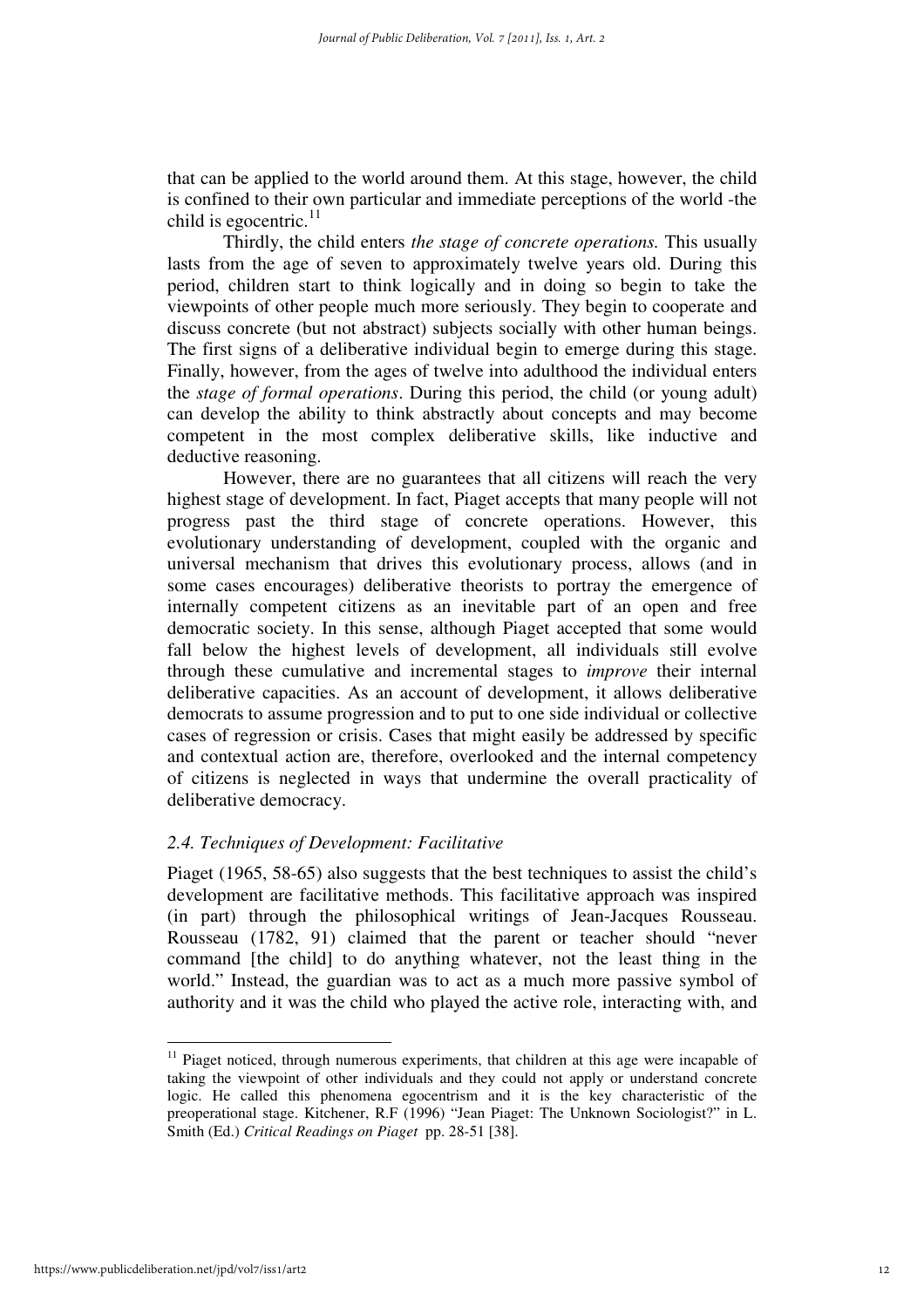that can be applied to the world around them. At this stage, however, the child is confined to their own particular and immediate perceptions of the world -the child is egocentric.[11]

Thirdly, the child enters *the stage of concrete operations.* This usually lasts from the age of seven to approximately twelve years old. During this period, children start to think logically and in doing so begin to take the viewpoints of other people much more seriously. They begin to cooperate and discuss concrete (but not abstract) subjects socially with other human beings. The first signs of a deliberative individual begin to emerge during this stage. Finally, however, from the ages of twelve into adulthood the individual enters the *stage of formal operations*. During this period, the child (or young adult) can develop the ability to think abstractly about concepts and may become competent in the most complex deliberative skills, like inductive and deductive reasoning.

However, there are no guarantees that all citizens will reach the very highest stage of development. In fact, Piaget accepts that many people will not progress past the third stage of concrete operations. However, this evolutionary understanding of development, coupled with the organic and universal mechanism that drives this evolutionary process, allows (and in some cases encourages) deliberative theorists to portray the emergence of internally competent citizens as an inevitable part of an open and free democratic society. In this sense, although Piaget accepted that some would fall below the highest levels of development, all individuals still evolve through these cumulative and incremental stages to *improve* their internal deliberative capacities. As an account of development, it allows deliberative democrats to assume progression and to put to one side individual or collective cases of regression or crisis. Cases that might easily be addressed by specific and contextual action are, therefore, overlooked and the internal competency of citizens is neglected in ways that undermine the overall practicality of deliberative democracy.

### *2.4. Techniques of Development: Facilitative*

Piaget (1965, 58-65) also suggests that the best techniques to assist the child's development are facilitative methods. This facilitative approach was inspired (in part) through the philosophical writings of Jean-Jacques Rousseau. Rousseau (1782, 91) claimed that the parent or teacher should "never command [the child] to do anything whatever, not the least thing in the world." Instead, the guardian was to act as a much more passive symbol of authority and it was the child who played the active role, interacting with, and

---

[11] Piaget noticed, through numerous experiments, that children at this age were incapable of taking the viewpoint of other individuals and they could not apply or understand concrete logic. He called this phenomena egocentrism and it is the key characteristic of the preoperational stage. Kitchener, R.F (1996) "Jean Piaget: The Unknown Sociologist?" in L. Smith (Ed.) *Critical Readings on Piaget* pp. 28-51 [38].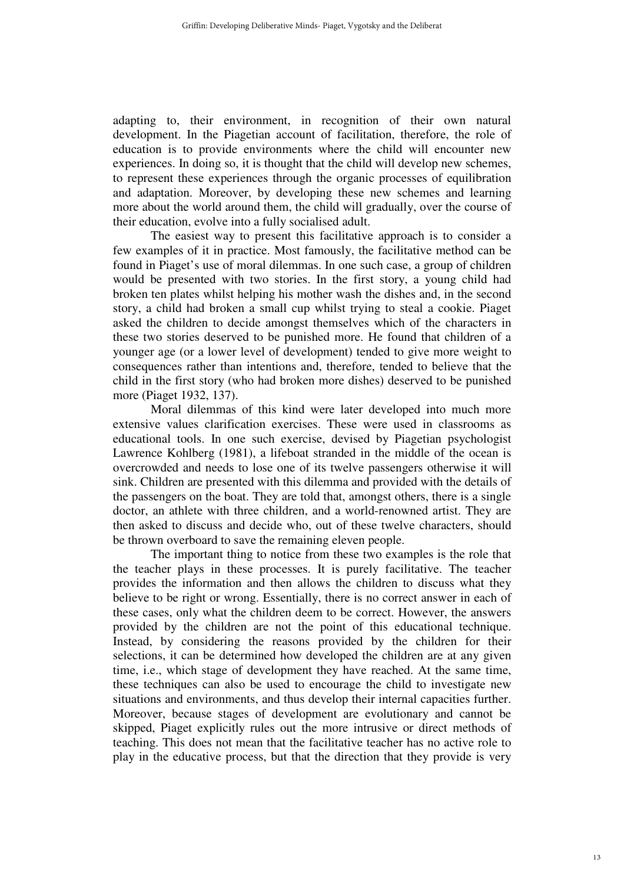adapting to, their environment, in recognition of their own natural development. In the Piagetian account of facilitation, therefore, the role of education is to provide environments where the child will encounter new experiences. In doing so, it is thought that the child will develop new schemes, to represent these experiences through the organic processes of equilibration and adaptation. Moreover, by developing these new schemes and learning more about the world around them, the child will gradually, over the course of their education, evolve into a fully socialised adult.

The easiest way to present this facilitative approach is to consider a few examples of it in practice. Most famously, the facilitative method can be found in Piaget's use of moral dilemmas. In one such case, a group of children would be presented with two stories. In the first story, a young child had broken ten plates whilst helping his mother wash the dishes and, in the second story, a child had broken a small cup whilst trying to steal a cookie. Piaget asked the children to decide amongst themselves which of the characters in these two stories deserved to be punished more. He found that children of a younger age (or a lower level of development) tended to give more weight to consequences rather than intentions and, therefore, tended to believe that the child in the first story (who had broken more dishes) deserved to be punished more (Piaget 1932, 137).

Moral dilemmas of this kind were later developed into much more extensive values clarification exercises. These were used in classrooms as educational tools. In one such exercise, devised by Piagetian psychologist Lawrence Kohlberg (1981), a lifeboat stranded in the middle of the ocean is overcrowded and needs to lose one of its twelve passengers otherwise it will sink. Children are presented with this dilemma and provided with the details of the passengers on the boat. They are told that, amongst others, there is a single doctor, an athlete with three children, and a world-renowned artist. They are then asked to discuss and decide who, out of these twelve characters, should be thrown overboard to save the remaining eleven people.

The important thing to notice from these two examples is the role that the teacher plays in these processes. It is purely facilitative. The teacher provides the information and then allows the children to discuss what they believe to be right or wrong. Essentially, there is no correct answer in each of these cases, only what the children deem to be correct. However, the answers provided by the children are not the point of this educational technique. Instead, by considering the reasons provided by the children for their selections, it can be determined how developed the children are at any given time, i.e., which stage of development they have reached. At the same time, these techniques can also be used to encourage the child to investigate new situations and environments, and thus develop their internal capacities further. Moreover, because stages of development are evolutionary and cannot be skipped, Piaget explicitly rules out the more intrusive or direct methods of teaching. This does not mean that the facilitative teacher has no active role to play in the educative process, but that the direction that they provide is very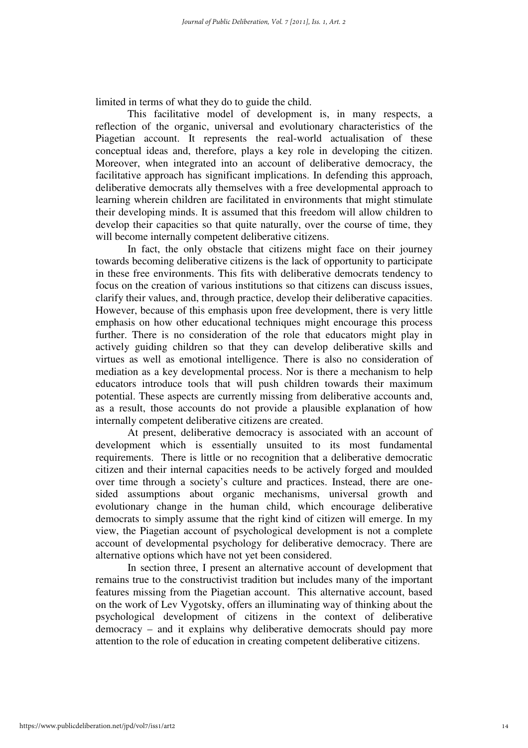limited in terms of what they do to guide the child.

This facilitative model of development is, in many respects, a reflection of the organic, universal and evolutionary characteristics of the Piagetian account. It represents the real-world actualisation of these conceptual ideas and, therefore, plays a key role in developing the citizen. Moreover, when integrated into an account of deliberative democracy, the facilitative approach has significant implications. In defending this approach, deliberative democrats ally themselves with a free developmental approach to learning wherein children are facilitated in environments that might stimulate their developing minds. It is assumed that this freedom will allow children to develop their capacities so that quite naturally, over the course of time, they will become internally competent deliberative citizens.

In fact, the only obstacle that citizens might face on their journey towards becoming deliberative citizens is the lack of opportunity to participate in these free environments. This fits with deliberative democrats tendency to focus on the creation of various institutions so that citizens can discuss issues, clarify their values, and, through practice, develop their deliberative capacities. However, because of this emphasis upon free development, there is very little emphasis on how other educational techniques might encourage this process further. There is no consideration of the role that educators might play in actively guiding children so that they can develop deliberative skills and virtues as well as emotional intelligence. There is also no consideration of mediation as a key developmental process. Nor is there a mechanism to help educators introduce tools that will push children towards their maximum potential. These aspects are currently missing from deliberative accounts and, as a result, those accounts do not provide a plausible explanation of how internally competent deliberative citizens are created.

At present, deliberative democracy is associated with an account of development which is essentially unsuited to its most fundamental requirements. There is little or no recognition that a deliberative democratic citizen and their internal capacities needs to be actively forged and moulded over time through a society's culture and practices. Instead, there are one-sided assumptions about organic mechanisms, universal growth and evolutionary change in the human child, which encourage deliberative democrats to simply assume that the right kind of citizen will emerge. In my view, the Piagetian account of psychological development is not a complete account of developmental psychology for deliberative democracy. There are alternative options which have not yet been considered.

In section three, I present an alternative account of development that remains true to the constructivist tradition but includes many of the important features missing from the Piagetian account. This alternative account, based on the work of Lev Vygotsky, offers an illuminating way of thinking about the psychological development of citizens in the context of deliberative democracy – and it explains why deliberative democrats should pay more attention to the role of education in creating competent deliberative citizens.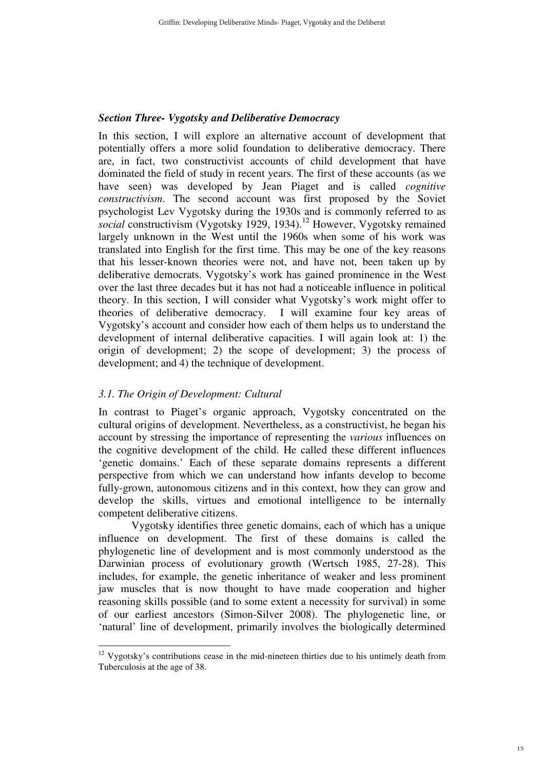### *Section Three- Vygotsky and Deliberative Democracy*

In this section, I will explore an alternative account of development that potentially offers a more solid foundation to deliberative democracy. There are, in fact, two constructivist accounts of child development that have dominated the field of study in recent years. The first of these accounts (as we have seen) was developed by Jean Piaget and is called *cognitive constructivism*. The second account was first proposed by the Soviet psychologist Lev Vygotsky during the 1930s and is commonly referred to as *social* constructivism (Vygotsky 1929, 1934).[12] However, Vygotsky remained largely unknown in the West until the 1960s when some of his work was translated into English for the first time. This may be one of the key reasons that his lesser-known theories were not, and have not, been taken up by deliberative democrats. Vygotsky's work has gained prominence in the West over the last three decades but it has not had a noticeable influence in political theory. In this section, I will consider what Vygotsky's work might offer to theories of deliberative democracy. I will examine four key areas of Vygotsky's account and consider how each of them helps us to understand the development of internal deliberative capacities. I will again look at: 1) the origin of development; 2) the scope of development; 3) the process of development; and 4) the technique of development.

### *3.1. The Origin of Development: Cultural*

In contrast to Piaget's organic approach, Vygotsky concentrated on the cultural origins of development. Nevertheless, as a constructivist, he began his account by stressing the importance of representing the *various* influences on the cognitive development of the child. He called these different influences 'genetic domains.' Each of these separate domains represents a different perspective from which we can understand how infants develop to become fully-grown, autonomous citizens and in this context, how they can grow and develop the skills, virtues and emotional intelligence to be internally competent deliberative citizens.

Vygotsky identifies three genetic domains, each of which has a unique influence on development. The first of these domains is called the phylogenetic line of development and is most commonly understood as the Darwinian process of evolutionary growth (Wertsch 1985, 27-28). This includes, for example, the genetic inheritance of weaker and less prominent jaw muscles that is now thought to have made cooperation and higher reasoning skills possible (and to some extent a necessity for survival) in some of our earliest ancestors (Simon-Silver 2008). The phylogenetic line, or 'natural' line of development, primarily involves the biologically determined

[12] Vygotsky's contributions cease in the mid-nineteen thirties due to his untimely death from Tuberculosis at the age of 38.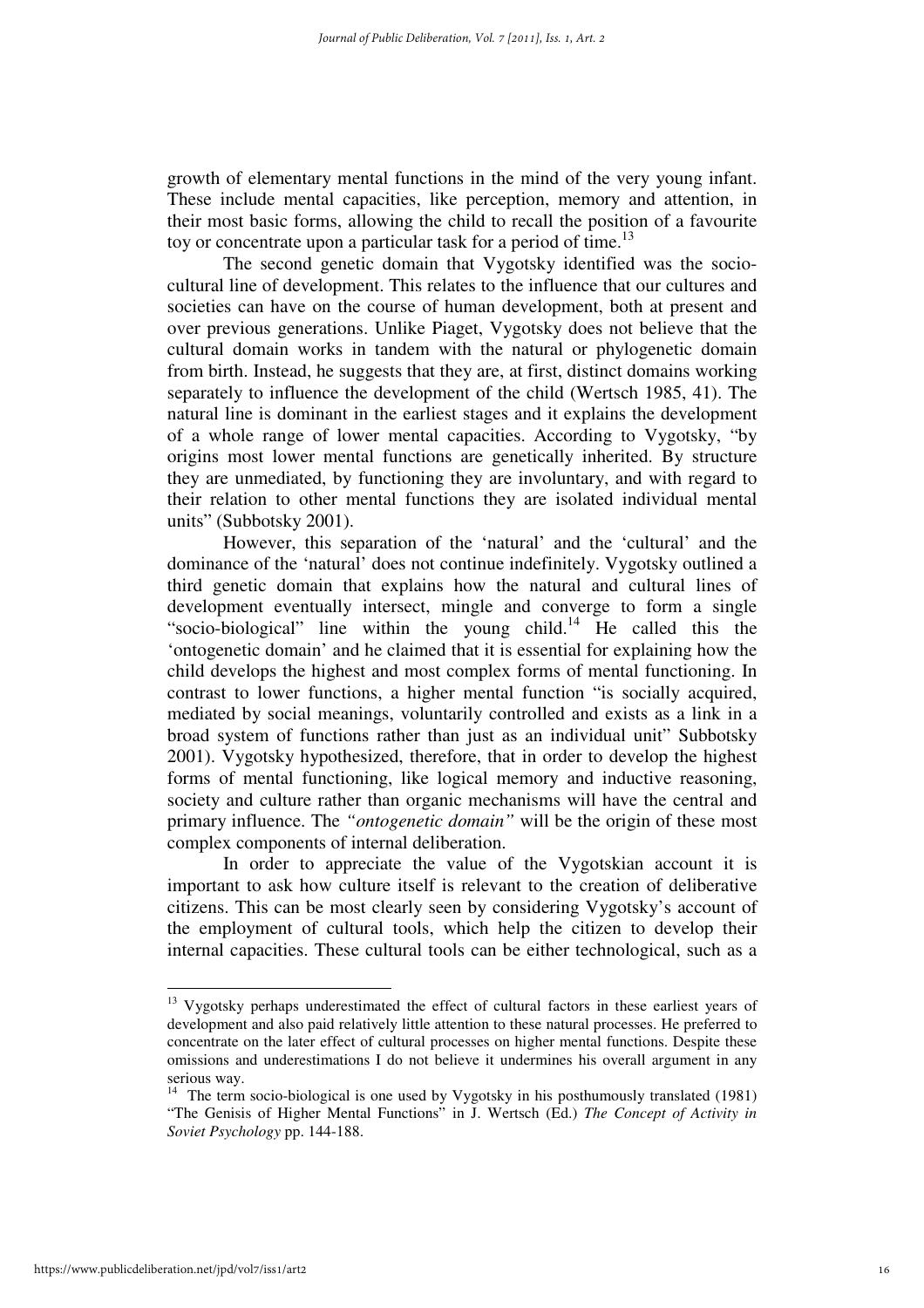growth of elementary mental functions in the mind of the very young infant. These include mental capacities, like perception, memory and attention, in their most basic forms, allowing the child to recall the position of a favourite toy or concentrate upon a particular task for a period of time.[13]

The second genetic domain that Vygotsky identified was the socio-cultural line of development. This relates to the influence that our cultures and societies can have on the course of human development, both at present and over previous generations. Unlike Piaget, Vygotsky does not believe that the cultural domain works in tandem with the natural or phylogenetic domain from birth. Instead, he suggests that they are, at first, distinct domains working separately to influence the development of the child (Wertsch 1985, 41). The natural line is dominant in the earliest stages and it explains the development of a whole range of lower mental capacities. According to Vygotsky, "by origins most lower mental functions are genetically inherited. By structure they are unmediated, by functioning they are involuntary, and with regard to their relation to other mental functions they are isolated individual mental units" (Subbotsky 2001).

However, this separation of the 'natural' and the 'cultural' and the dominance of the 'natural' does not continue indefinitely. Vygotsky outlined a third genetic domain that explains how the natural and cultural lines of development eventually intersect, mingle and converge to form a single "socio-biological" line within the young child.[14] He called this the 'ontogenetic domain' and he claimed that it is essential for explaining how the child develops the highest and most complex forms of mental functioning. In contrast to lower functions, a higher mental function "is socially acquired, mediated by social meanings, voluntarily controlled and exists as a link in a broad system of functions rather than just as an individual unit" Subbotsky 2001). Vygotsky hypothesized, therefore, that in order to develop the highest forms of mental functioning, like logical memory and inductive reasoning, society and culture rather than organic mechanisms will have the central and primary influence. The *"ontogenetic domain"* will be the origin of these most complex components of internal deliberation.

In order to appreciate the value of the Vygotskian account it is important to ask how culture itself is relevant to the creation of deliberative citizens. This can be most clearly seen by considering Vygotsky's account of the employment of cultural tools, which help the citizen to develop their internal capacities. These cultural tools can be either technological, such as a

---

[13] Vygotsky perhaps underestimated the effect of cultural factors in these earliest years of development and also paid relatively little attention to these natural processes. He preferred to concentrate on the later effect of cultural processes on higher mental functions. Despite these omissions and underestimations I do not believe it undermines his overall argument in any serious way.

[14] The term socio-biological is one used by Vygotsky in his posthumously translated (1981) "The Genisis of Higher Mental Functions" in J. Wertsch (Ed.) *The Concept of Activity in Soviet Psychology* pp. 144-188.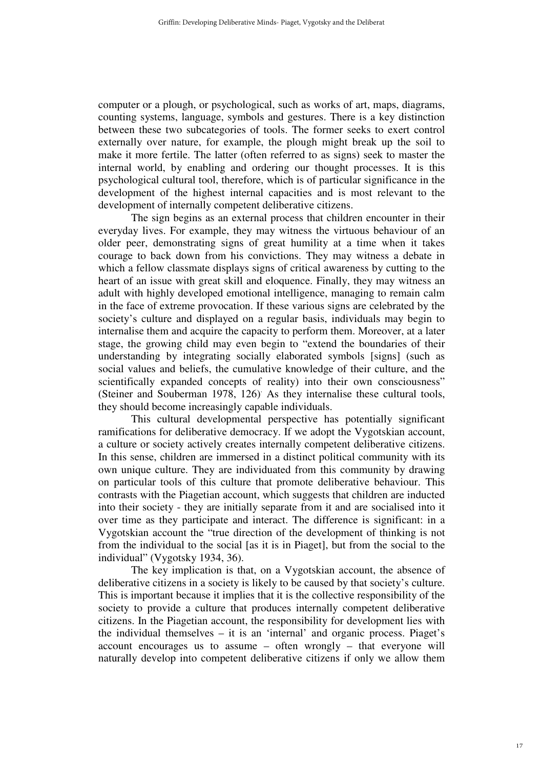computer or a plough, or psychological, such as works of art, maps, diagrams, counting systems, language, symbols and gestures. There is a key distinction between these two subcategories of tools. The former seeks to exert control externally over nature, for example, the plough might break up the soil to make it more fertile. The latter (often referred to as signs) seek to master the internal world, by enabling and ordering our thought processes. It is this psychological cultural tool, therefore, which is of particular significance in the development of the highest internal capacities and is most relevant to the development of internally competent deliberative citizens.

The sign begins as an external process that children encounter in their everyday lives. For example, they may witness the virtuous behaviour of an older peer, demonstrating signs of great humility at a time when it takes courage to back down from his convictions. They may witness a debate in which a fellow classmate displays signs of critical awareness by cutting to the heart of an issue with great skill and eloquence. Finally, they may witness an adult with highly developed emotional intelligence, managing to remain calm in the face of extreme provocation. If these various signs are celebrated by the society's culture and displayed on a regular basis, individuals may begin to internalise them and acquire the capacity to perform them. Moreover, at a later stage, the growing child may even begin to "extend the boundaries of their understanding by integrating socially elaborated symbols [signs] (such as social values and beliefs, the cumulative knowledge of their culture, and the scientifically expanded concepts of reality) into their own consciousness" (Steiner and Souberman 1978, 126). As they internalise these cultural tools, they should become increasingly capable individuals.

This cultural developmental perspective has potentially significant ramifications for deliberative democracy. If we adopt the Vygotskian account, a culture or society actively creates internally competent deliberative citizens. In this sense, children are immersed in a distinct political community with its own unique culture. They are individuated from this community by drawing on particular tools of this culture that promote deliberative behaviour. This contrasts with the Piagetian account, which suggests that children are inducted into their society - they are initially separate from it and are socialised into it over time as they participate and interact. The difference is significant: in a Vygotskian account the "true direction of the development of thinking is not from the individual to the social [as it is in Piaget], but from the social to the individual" (Vygotsky 1934, 36).

The key implication is that, on a Vygotskian account, the absence of deliberative citizens in a society is likely to be caused by that society's culture. This is important because it implies that it is the collective responsibility of the society to provide a culture that produces internally competent deliberative citizens. In the Piagetian account, the responsibility for development lies with the individual themselves – it is an 'internal' and organic process. Piaget's account encourages us to assume – often wrongly – that everyone will naturally develop into competent deliberative citizens if only we allow them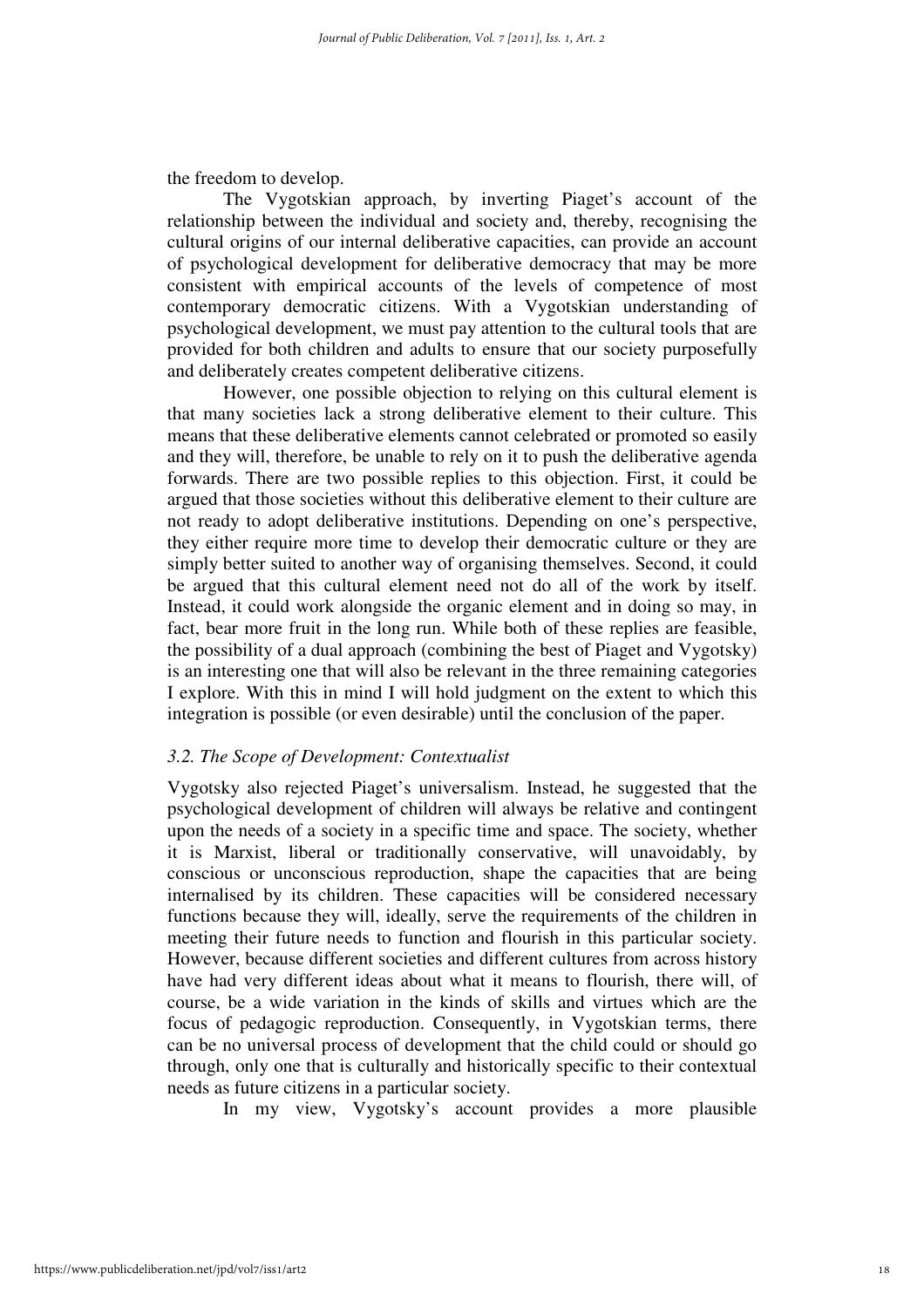the freedom to develop.

The Vygotskian approach, by inverting Piaget's account of the relationship between the individual and society and, thereby, recognising the cultural origins of our internal deliberative capacities, can provide an account of psychological development for deliberative democracy that may be more consistent with empirical accounts of the levels of competence of most contemporary democratic citizens. With a Vygotskian understanding of psychological development, we must pay attention to the cultural tools that are provided for both children and adults to ensure that our society purposefully and deliberately creates competent deliberative citizens.

However, one possible objection to relying on this cultural element is that many societies lack a strong deliberative element to their culture. This means that these deliberative elements cannot celebrated or promoted so easily and they will, therefore, be unable to rely on it to push the deliberative agenda forwards. There are two possible replies to this objection. First, it could be argued that those societies without this deliberative element to their culture are not ready to adopt deliberative institutions. Depending on one's perspective, they either require more time to develop their democratic culture or they are simply better suited to another way of organising themselves. Second, it could be argued that this cultural element need not do all of the work by itself. Instead, it could work alongside the organic element and in doing so may, in fact, bear more fruit in the long run. While both of these replies are feasible, the possibility of a dual approach (combining the best of Piaget and Vygotsky) is an interesting one that will also be relevant in the three remaining categories I explore. With this in mind I will hold judgment on the extent to which this integration is possible (or even desirable) until the conclusion of the paper.

### *3.2. The Scope of Development: Contextualist*

Vygotsky also rejected Piaget's universalism. Instead, he suggested that the psychological development of children will always be relative and contingent upon the needs of a society in a specific time and space. The society, whether it is Marxist, liberal or traditionally conservative, will unavoidably, by conscious or unconscious reproduction, shape the capacities that are being internalised by its children. These capacities will be considered necessary functions because they will, ideally, serve the requirements of the children in meeting their future needs to function and flourish in this particular society. However, because different societies and different cultures from across history have had very different ideas about what it means to flourish, there will, of course, be a wide variation in the kinds of skills and virtues which are the focus of pedagogic reproduction. Consequently, in Vygotskian terms, there can be no universal process of development that the child could or should go through, only one that is culturally and historically specific to their contextual needs as future citizens in a particular society.

In my view, Vygotsky's account provides a more plausible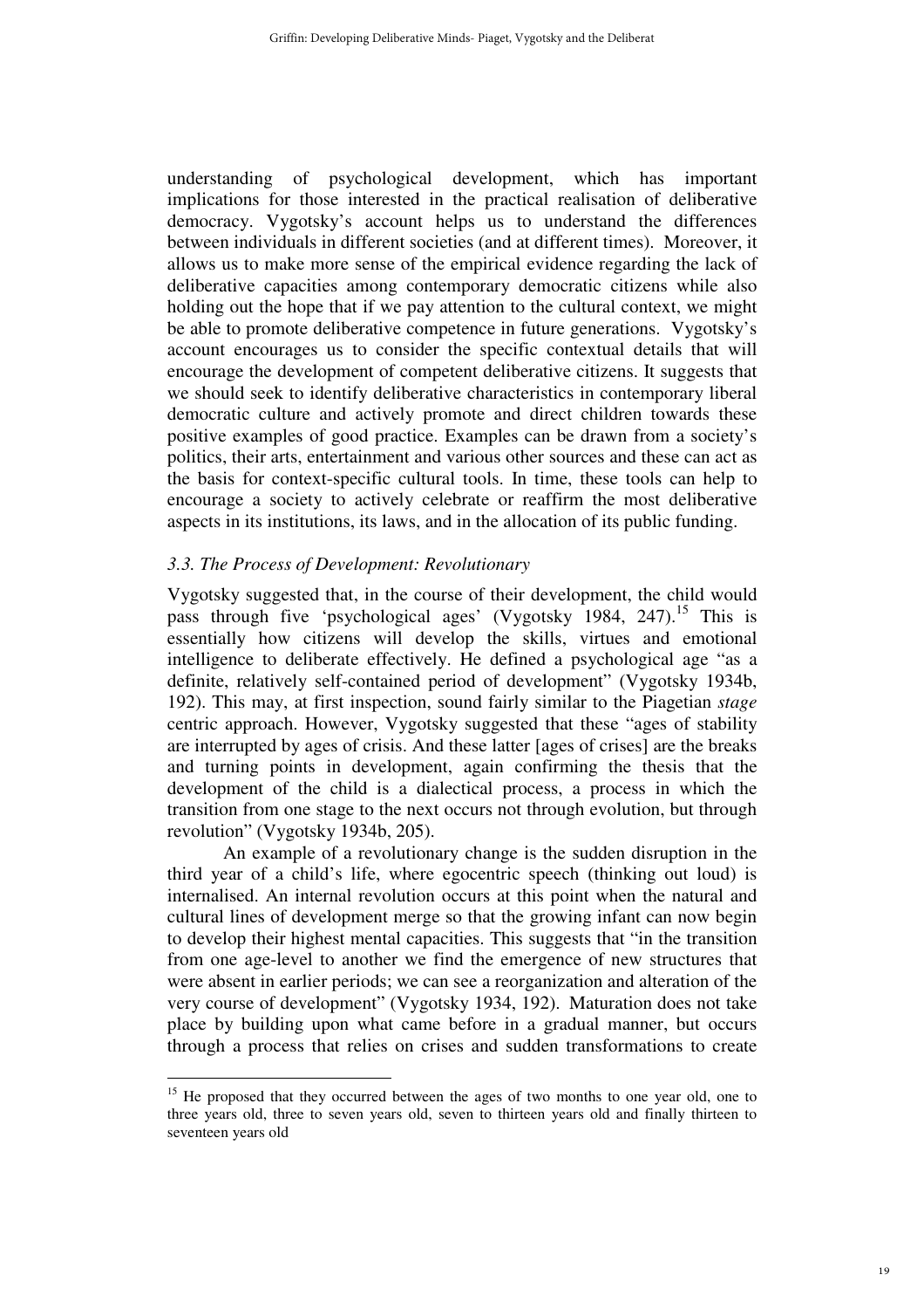understanding of psychological development, which has important implications for those interested in the practical realisation of deliberative democracy. Vygotsky's account helps us to understand the differences between individuals in different societies (and at different times). Moreover, it allows us to make more sense of the empirical evidence regarding the lack of deliberative capacities among contemporary democratic citizens while also holding out the hope that if we pay attention to the cultural context, we might be able to promote deliberative competence in future generations. Vygotsky's account encourages us to consider the specific contextual details that will encourage the development of competent deliberative citizens. It suggests that we should seek to identify deliberative characteristics in contemporary liberal democratic culture and actively promote and direct children towards these positive examples of good practice. Examples can be drawn from a society's politics, their arts, entertainment and various other sources and these can act as the basis for context-specific cultural tools. In time, these tools can help to encourage a society to actively celebrate or reaffirm the most deliberative aspects in its institutions, its laws, and in the allocation of its public funding.

### *3.3. The Process of Development: Revolutionary*

Vygotsky suggested that, in the course of their development, the child would pass through five 'psychological ages' (Vygotsky 1984, 247).[15] This is essentially how citizens will develop the skills, virtues and emotional intelligence to deliberate effectively. He defined a psychological age "as a definite, relatively self-contained period of development" (Vygotsky 1934b, 192). This may, at first inspection, sound fairly similar to the Piagetian *stage* centric approach. However, Vygotsky suggested that these "ages of stability are interrupted by ages of crisis. And these latter [ages of crises] are the breaks and turning points in development, again confirming the thesis that the development of the child is a dialectical process, a process in which the transition from one stage to the next occurs not through evolution, but through revolution" (Vygotsky 1934b, 205).

An example of a revolutionary change is the sudden disruption in the third year of a child's life, where egocentric speech (thinking out loud) is internalised. An internal revolution occurs at this point when the natural and cultural lines of development merge so that the growing infant can now begin to develop their highest mental capacities. This suggests that "in the transition from one age-level to another we find the emergence of new structures that were absent in earlier periods; we can see a reorganization and alteration of the very course of development" (Vygotsky 1934, 192). Maturation does not take place by building upon what came before in a gradual manner, but occurs through a process that relies on crises and sudden transformations to create

---

[15] He proposed that they occurred between the ages of two months to one year old, one to three years old, three to seven years old, seven to thirteen years old and finally thirteen to seventeen years old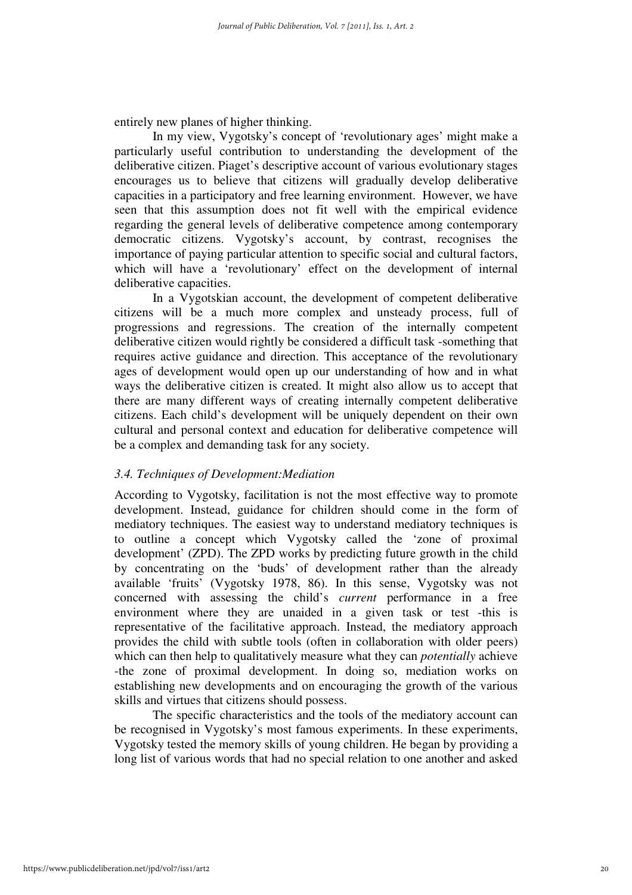entirely new planes of higher thinking.

In my view, Vygotsky's concept of 'revolutionary ages' might make a particularly useful contribution to understanding the development of the deliberative citizen. Piaget's descriptive account of various evolutionary stages encourages us to believe that citizens will gradually develop deliberative capacities in a participatory and free learning environment. However, we have seen that this assumption does not fit well with the empirical evidence regarding the general levels of deliberative competence among contemporary democratic citizens. Vygotsky's account, by contrast, recognises the importance of paying particular attention to specific social and cultural factors, which will have a 'revolutionary' effect on the development of internal deliberative capacities.

In a Vygotskian account, the development of competent deliberative citizens will be a much more complex and unsteady process, full of progressions and regressions. The creation of the internally competent deliberative citizen would rightly be considered a difficult task -something that requires active guidance and direction. This acceptance of the revolutionary ages of development would open up our understanding of how and in what ways the deliberative citizen is created. It might also allow us to accept that there are many different ways of creating internally competent deliberative citizens. Each child's development will be uniquely dependent on their own cultural and personal context and education for deliberative competence will be a complex and demanding task for any society.

### *3.4. Techniques of Development:Mediation*

According to Vygotsky, facilitation is not the most effective way to promote development. Instead, guidance for children should come in the form of mediatory techniques. The easiest way to understand mediatory techniques is to outline a concept which Vygotsky called the 'zone of proximal development' (ZPD). The ZPD works by predicting future growth in the child by concentrating on the 'buds' of development rather than the already available 'fruits' (Vygotsky 1978, 86). In this sense, Vygotsky was not concerned with assessing the child's *current* performance in a free environment where they are unaided in a given task or test -this is representative of the facilitative approach. Instead, the mediatory approach provides the child with subtle tools (often in collaboration with older peers) which can then help to qualitatively measure what they can *potentially* achieve -the zone of proximal development. In doing so, mediation works on establishing new developments and on encouraging the growth of the various skills and virtues that citizens should possess.

The specific characteristics and the tools of the mediatory account can be recognised in Vygotsky's most famous experiments. In these experiments, Vygotsky tested the memory skills of young children. He began by providing a long list of various words that had no special relation to one another and asked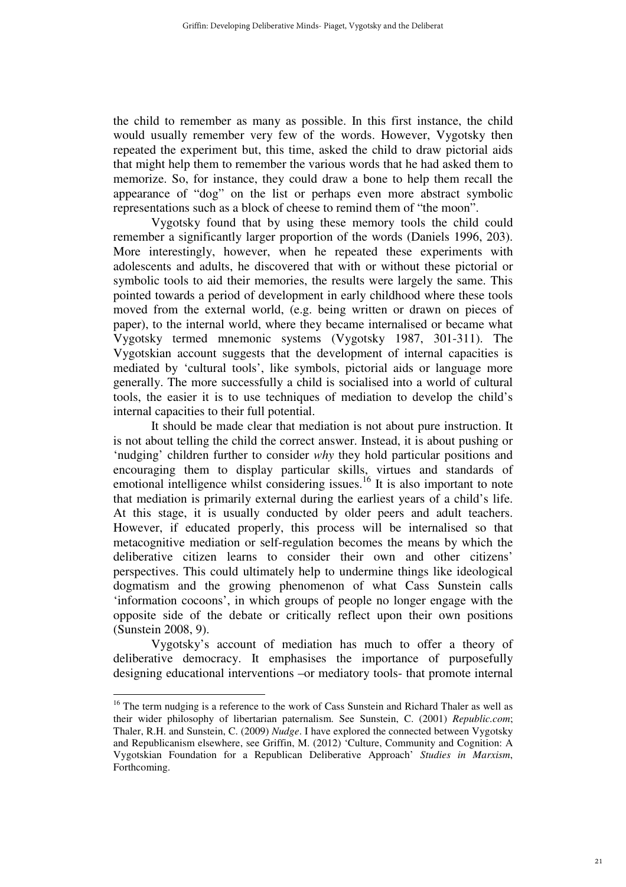the child to remember as many as possible. In this first instance, the child would usually remember very few of the words. However, Vygotsky then repeated the experiment but, this time, asked the child to draw pictorial aids that might help them to remember the various words that he had asked them to memorize. So, for instance, they could draw a bone to help them recall the appearance of "dog" on the list or perhaps even more abstract symbolic representations such as a block of cheese to remind them of "the moon".

Vygotsky found that by using these memory tools the child could remember a significantly larger proportion of the words (Daniels 1996, 203). More interestingly, however, when he repeated these experiments with adolescents and adults, he discovered that with or without these pictorial or symbolic tools to aid their memories, the results were largely the same. This pointed towards a period of development in early childhood where these tools moved from the external world, (e.g. being written or drawn on pieces of paper), to the internal world, where they became internalised or became what Vygotsky termed mnemonic systems (Vygotsky 1987, 301-311). The Vygotskian account suggests that the development of internal capacities is mediated by 'cultural tools', like symbols, pictorial aids or language more generally. The more successfully a child is socialised into a world of cultural tools, the easier it is to use techniques of mediation to develop the child's internal capacities to their full potential.

It should be made clear that mediation is not about pure instruction. It is not about telling the child the correct answer. Instead, it is about pushing or 'nudging' children further to consider *why* they hold particular positions and encouraging them to display particular skills, virtues and standards of emotional intelligence whilst considering issues.[16] It is also important to note that mediation is primarily external during the earliest years of a child's life. At this stage, it is usually conducted by older peers and adult teachers. However, if educated properly, this process will be internalised so that metacognitive mediation or self-regulation becomes the means by which the deliberative citizen learns to consider their own and other citizens' perspectives. This could ultimately help to undermine things like ideological dogmatism and the growing phenomenon of what Cass Sunstein calls 'information cocoons', in which groups of people no longer engage with the opposite side of the debate or critically reflect upon their own positions (Sunstein 2008, 9).

Vygotsky's account of mediation has much to offer a theory of deliberative democracy. It emphasises the importance of purposefully designing educational interventions –or mediatory tools- that promote internal

---

[16] The term nudging is a reference to the work of Cass Sunstein and Richard Thaler as well as their wider philosophy of libertarian paternalism. See Sunstein, C. (2001) *Republic.com*; Thaler, R.H. and Sunstein, C. (2009) *Nudge*. I have explored the connected between Vygotsky and Republicanism elsewhere, see Griffin, M. (2012) 'Culture, Community and Cognition: A Vygotskian Foundation for a Republican Deliberative Approach' *Studies in Marxism*, Forthcoming.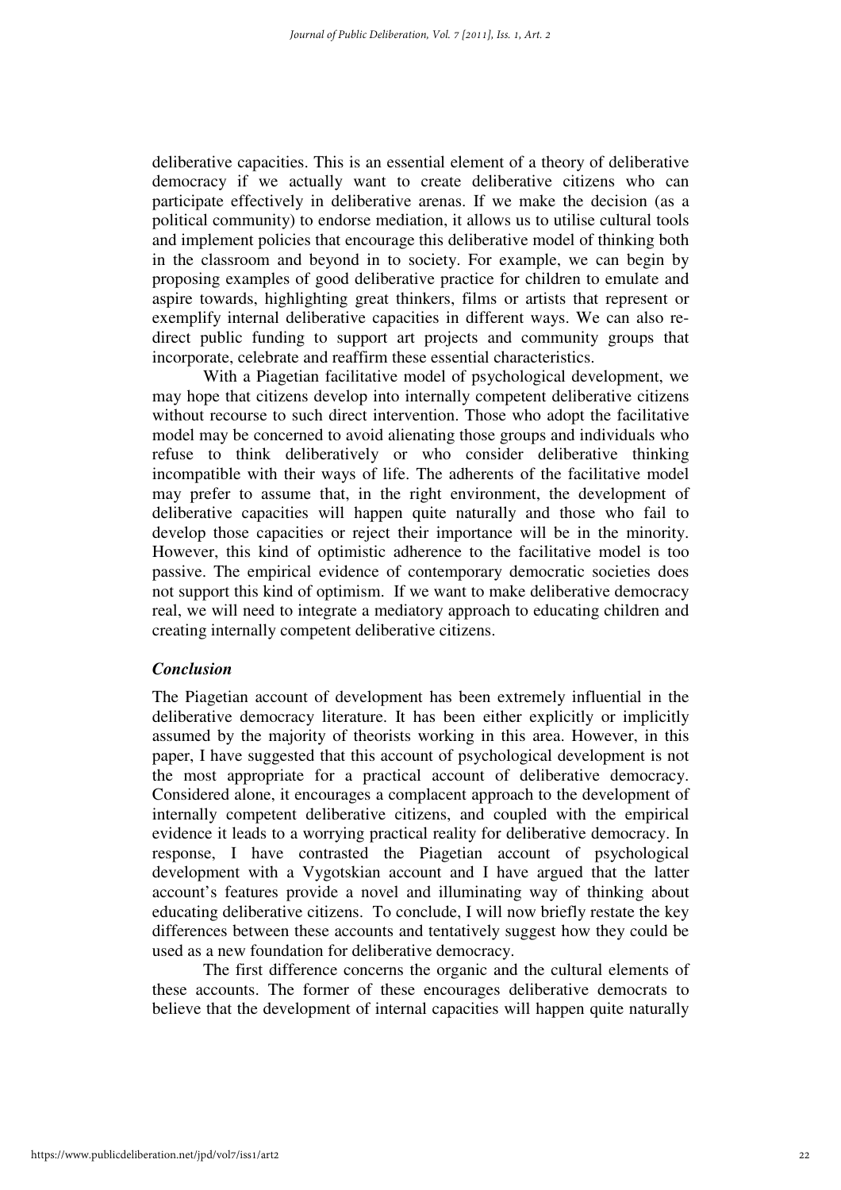deliberative capacities. This is an essential element of a theory of deliberative democracy if we actually want to create deliberative citizens who can participate effectively in deliberative arenas. If we make the decision (as a political community) to endorse mediation, it allows us to utilise cultural tools and implement policies that encourage this deliberative model of thinking both in the classroom and beyond in to society. For example, we can begin by proposing examples of good deliberative practice for children to emulate and aspire towards, highlighting great thinkers, films or artists that represent or exemplify internal deliberative capacities in different ways. We can also re-direct public funding to support art projects and community groups that incorporate, celebrate and reaffirm these essential characteristics.

With a Piagetian facilitative model of psychological development, we may hope that citizens develop into internally competent deliberative citizens without recourse to such direct intervention. Those who adopt the facilitative model may be concerned to avoid alienating those groups and individuals who refuse to think deliberatively or who consider deliberative thinking incompatible with their ways of life. The adherents of the facilitative model may prefer to assume that, in the right environment, the development of deliberative capacities will happen quite naturally and those who fail to develop those capacities or reject their importance will be in the minority. However, this kind of optimistic adherence to the facilitative model is too passive. The empirical evidence of contemporary democratic societies does not support this kind of optimism. If we want to make deliberative democracy real, we will need to integrate a mediatory approach to educating children and creating internally competent deliberative citizens.

### *Conclusion*

The Piagetian account of development has been extremely influential in the deliberative democracy literature. It has been either explicitly or implicitly assumed by the majority of theorists working in this area. However, in this paper, I have suggested that this account of psychological development is not the most appropriate for a practical account of deliberative democracy. Considered alone, it encourages a complacent approach to the development of internally competent deliberative citizens, and coupled with the empirical evidence it leads to a worrying practical reality for deliberative democracy. In response, I have contrasted the Piagetian account of psychological development with a Vygotskian account and I have argued that the latter account's features provide a novel and illuminating way of thinking about educating deliberative citizens. To conclude, I will now briefly restate the key differences between these accounts and tentatively suggest how they could be used as a new foundation for deliberative democracy.

The first difference concerns the organic and the cultural elements of these accounts. The former of these encourages deliberative democrats to believe that the development of internal capacities will happen quite naturally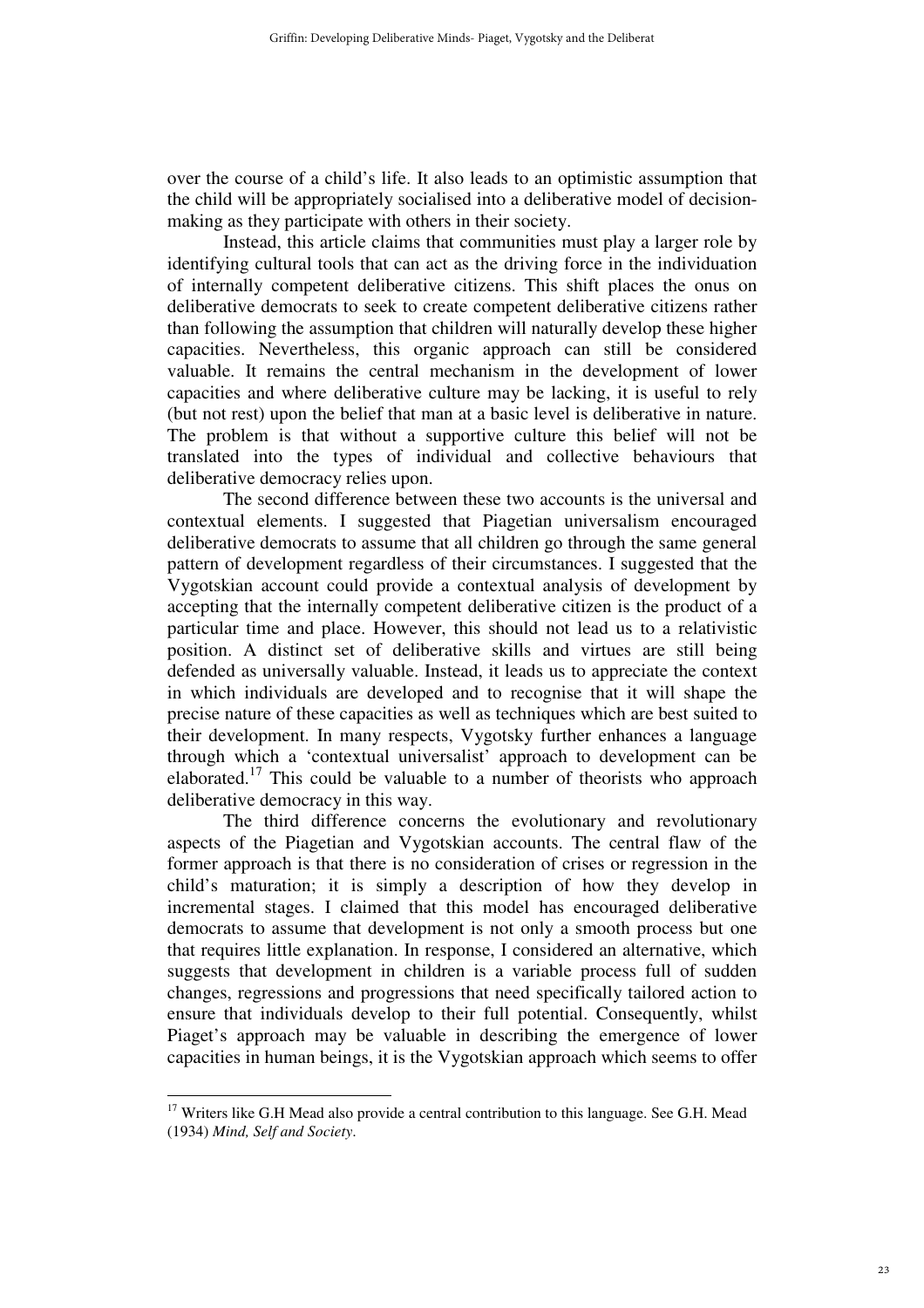over the course of a child's life. It also leads to an optimistic assumption that the child will be appropriately socialised into a deliberative model of decision-making as they participate with others in their society.

Instead, this article claims that communities must play a larger role by identifying cultural tools that can act as the driving force in the individuation of internally competent deliberative citizens. This shift places the onus on deliberative democrats to seek to create competent deliberative citizens rather than following the assumption that children will naturally develop these higher capacities. Nevertheless, this organic approach can still be considered valuable. It remains the central mechanism in the development of lower capacities and where deliberative culture may be lacking, it is useful to rely (but not rest) upon the belief that man at a basic level is deliberative in nature. The problem is that without a supportive culture this belief will not be translated into the types of individual and collective behaviours that deliberative democracy relies upon.

The second difference between these two accounts is the universal and contextual elements. I suggested that Piagetian universalism encouraged deliberative democrats to assume that all children go through the same general pattern of development regardless of their circumstances. I suggested that the Vygotskian account could provide a contextual analysis of development by accepting that the internally competent deliberative citizen is the product of a particular time and place. However, this should not lead us to a relativistic position. A distinct set of deliberative skills and virtues are still being defended as universally valuable. Instead, it leads us to appreciate the context in which individuals are developed and to recognise that it will shape the precise nature of these capacities as well as techniques which are best suited to their development. In many respects, Vygotsky further enhances a language through which a 'contextual universalist' approach to development can be elaborated.[17] This could be valuable to a number of theorists who approach deliberative democracy in this way.

The third difference concerns the evolutionary and revolutionary aspects of the Piagetian and Vygotskian accounts. The central flaw of the former approach is that there is no consideration of crises or regression in the child's maturation; it is simply a description of how they develop in incremental stages. I claimed that this model has encouraged deliberative democrats to assume that development is not only a smooth process but one that requires little explanation. In response, I considered an alternative, which suggests that development in children is a variable process full of sudden changes, regressions and progressions that need specifically tailored action to ensure that individuals develop to their full potential. Consequently, whilst Piaget's approach may be valuable in describing the emergence of lower capacities in human beings, it is the Vygotskian approach which seems to offer

---

[17] Writers like G.H Mead also provide a central contribution to this language. See G.H. Mead (1934) *Mind, Self and Society*.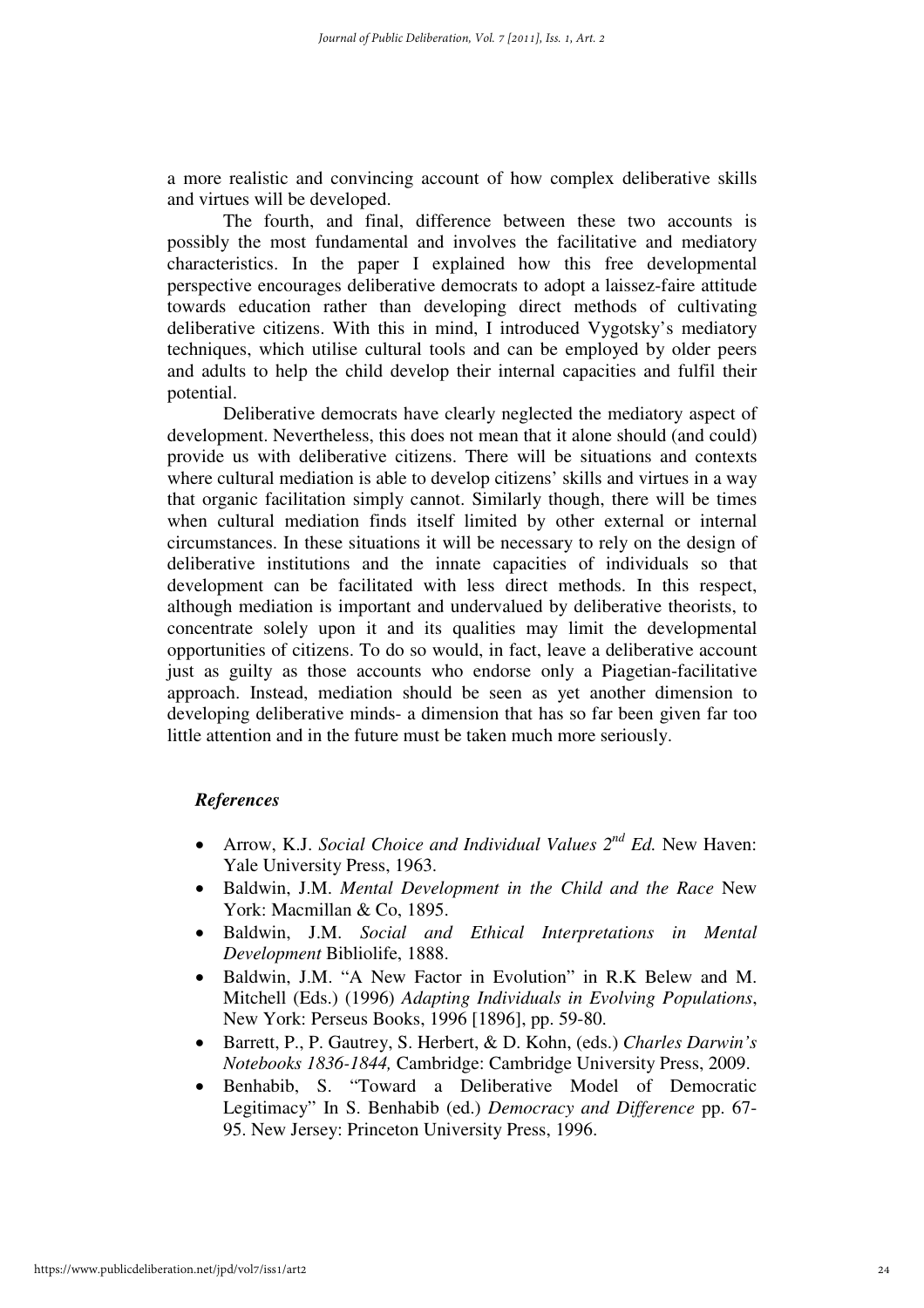a more realistic and convincing account of how complex deliberative skills and virtues will be developed.

The fourth, and final, difference between these two accounts is possibly the most fundamental and involves the facilitative and mediatory characteristics. In the paper I explained how this free developmental perspective encourages deliberative democrats to adopt a laissez-faire attitude towards education rather than developing direct methods of cultivating deliberative citizens. With this in mind, I introduced Vygotsky's mediatory techniques, which utilise cultural tools and can be employed by older peers and adults to help the child develop their internal capacities and fulfil their potential.

Deliberative democrats have clearly neglected the mediatory aspect of development. Nevertheless, this does not mean that it alone should (and could) provide us with deliberative citizens. There will be situations and contexts where cultural mediation is able to develop citizens' skills and virtues in a way that organic facilitation simply cannot. Similarly though, there will be times when cultural mediation finds itself limited by other external or internal circumstances. In these situations it will be necessary to rely on the design of deliberative institutions and the innate capacities of individuals so that development can be facilitated with less direct methods. In this respect, although mediation is important and undervalued by deliberative theorists, to concentrate solely upon it and its qualities may limit the developmental opportunities of citizens. To do so would, in fact, leave a deliberative account just as guilty as those accounts who endorse only a Piagetian-facilitative approach. Instead, mediation should be seen as yet another dimension to developing deliberative minds- a dimension that has so far been given far too little attention and in the future must be taken much more seriously.

### *References*

- Arrow, K.J. *Social Choice and Individual Values 2nd Ed.* New Haven: Yale University Press, 1963.
- Baldwin, J.M. *Mental Development in the Child and the Race* New York: Macmillan & Co, 1895.
- Baldwin, J.M. *Social and Ethical Interpretations in Mental Development* Bibliolife, 1888.
- Baldwin, J.M. "A New Factor in Evolution" in R.K Belew and M. Mitchell (Eds.) (1996) *Adapting Individuals in Evolving Populations*, New York: Perseus Books, 1996 [1896], pp. 59-80.
- Barrett, P., P. Gautrey, S. Herbert, & D. Kohn, (eds.) *Charles Darwin's Notebooks 1836-1844,* Cambridge: Cambridge University Press, 2009.
- Benhabib, S. "Toward a Deliberative Model of Democratic Legitimacy" In S. Benhabib (ed.) *Democracy and Difference* pp. 67-95. New Jersey: Princeton University Press, 1996.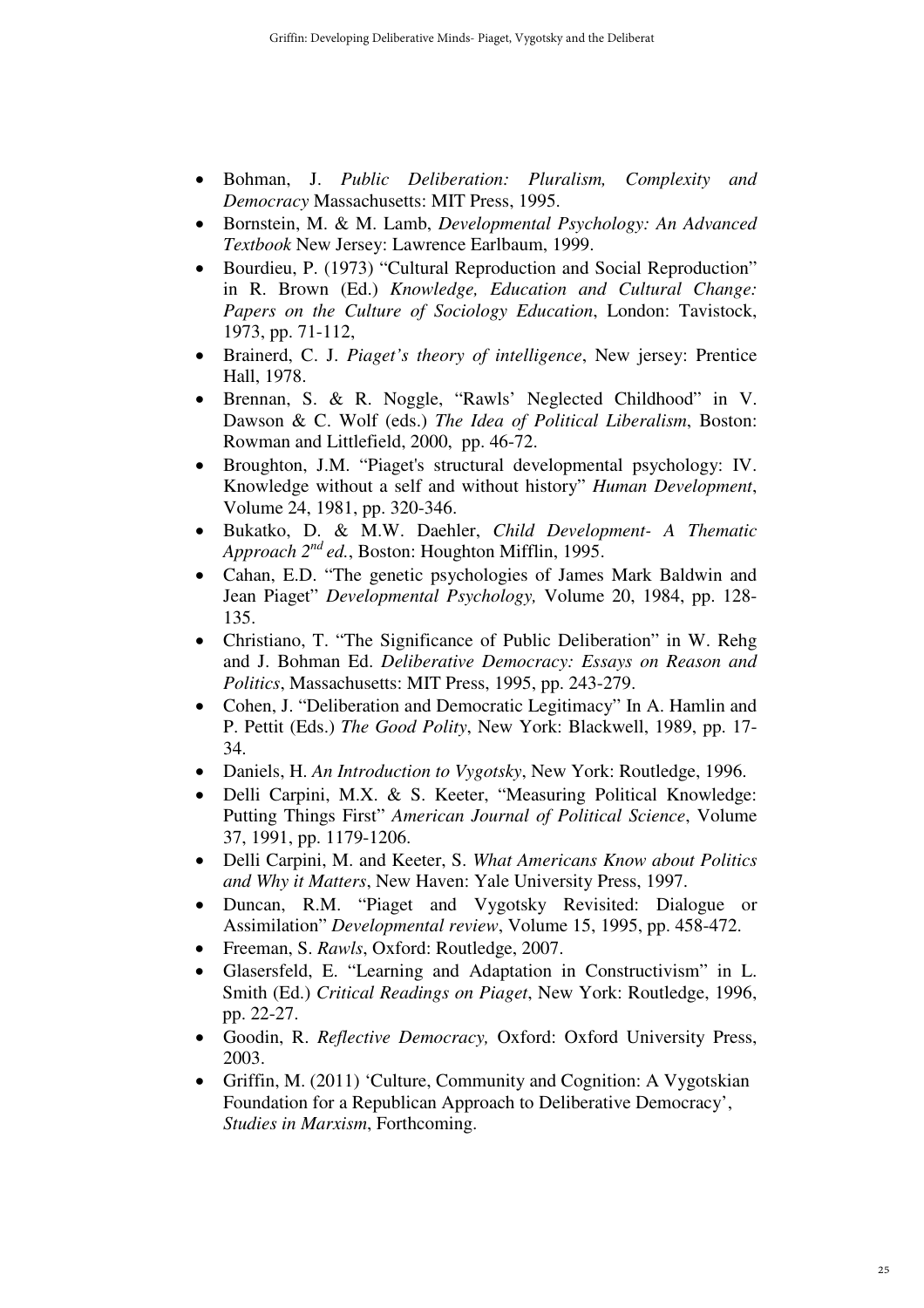- Bohman, J. *Public Deliberation: Pluralism, Complexity and Democracy* Massachusetts: MIT Press, 1995.
- Bornstein, M. & M. Lamb, *Developmental Psychology: An Advanced Textbook* New Jersey: Lawrence Earlbaum, 1999.
- Bourdieu, P. (1973) "Cultural Reproduction and Social Reproduction" in R. Brown (Ed.) *Knowledge, Education and Cultural Change: Papers on the Culture of Sociology Education*, London: Tavistock, 1973, pp. 71-112,
- Brainerd, C. J. *Piaget's theory of intelligence*, New jersey: Prentice Hall, 1978.
- Brennan, S. & R. Noggle, "Rawls' Neglected Childhood" in V. Dawson & C. Wolf (eds.) *The Idea of Political Liberalism*, Boston: Rowman and Littlefield, 2000, pp. 46-72.
- Broughton, J.M. "Piaget's structural developmental psychology: IV. Knowledge without a self and without history" *Human Development*, Volume 24, 1981, pp. 320-346.
- Bukatko, D. & M.W. Daehler, *Child Development- A Thematic Approach 2nd ed.*, Boston: Houghton Mifflin, 1995.
- Cahan, E.D. "The genetic psychologies of James Mark Baldwin and Jean Piaget" *Developmental Psychology,* Volume 20, 1984, pp. 128-135.
- Christiano, T. "The Significance of Public Deliberation" in W. Rehg and J. Bohman Ed. *Deliberative Democracy: Essays on Reason and Politics*, Massachusetts: MIT Press, 1995, pp. 243-279.
- Cohen, J. "Deliberation and Democratic Legitimacy" In A. Hamlin and P. Pettit (Eds.) *The Good Polity*, New York: Blackwell, 1989, pp. 17-34.
- Daniels, H. *An Introduction to Vygotsky*, New York: Routledge, 1996.
- Delli Carpini, M.X. & S. Keeter, "Measuring Political Knowledge: Putting Things First" *American Journal of Political Science*, Volume 37, 1991, pp. 1179-1206.
- Delli Carpini, M. and Keeter, S. *What Americans Know about Politics and Why it Matters*, New Haven: Yale University Press, 1997.
- Duncan, R.M. "Piaget and Vygotsky Revisited: Dialogue or Assimilation" *Developmental review*, Volume 15, 1995, pp. 458-472.
- Freeman, S. *Rawls*, Oxford: Routledge, 2007.
- Glasersfeld, E. "Learning and Adaptation in Constructivism" in L. Smith (Ed.) *Critical Readings on Piaget*, New York: Routledge, 1996, pp. 22-27.
- Goodin, R. *Reflective Democracy,* Oxford: Oxford University Press, 2003.
- Griffin, M. (2011) 'Culture, Community and Cognition: A Vygotskian Foundation for a Republican Approach to Deliberative Democracy', *Studies in Marxism*, Forthcoming.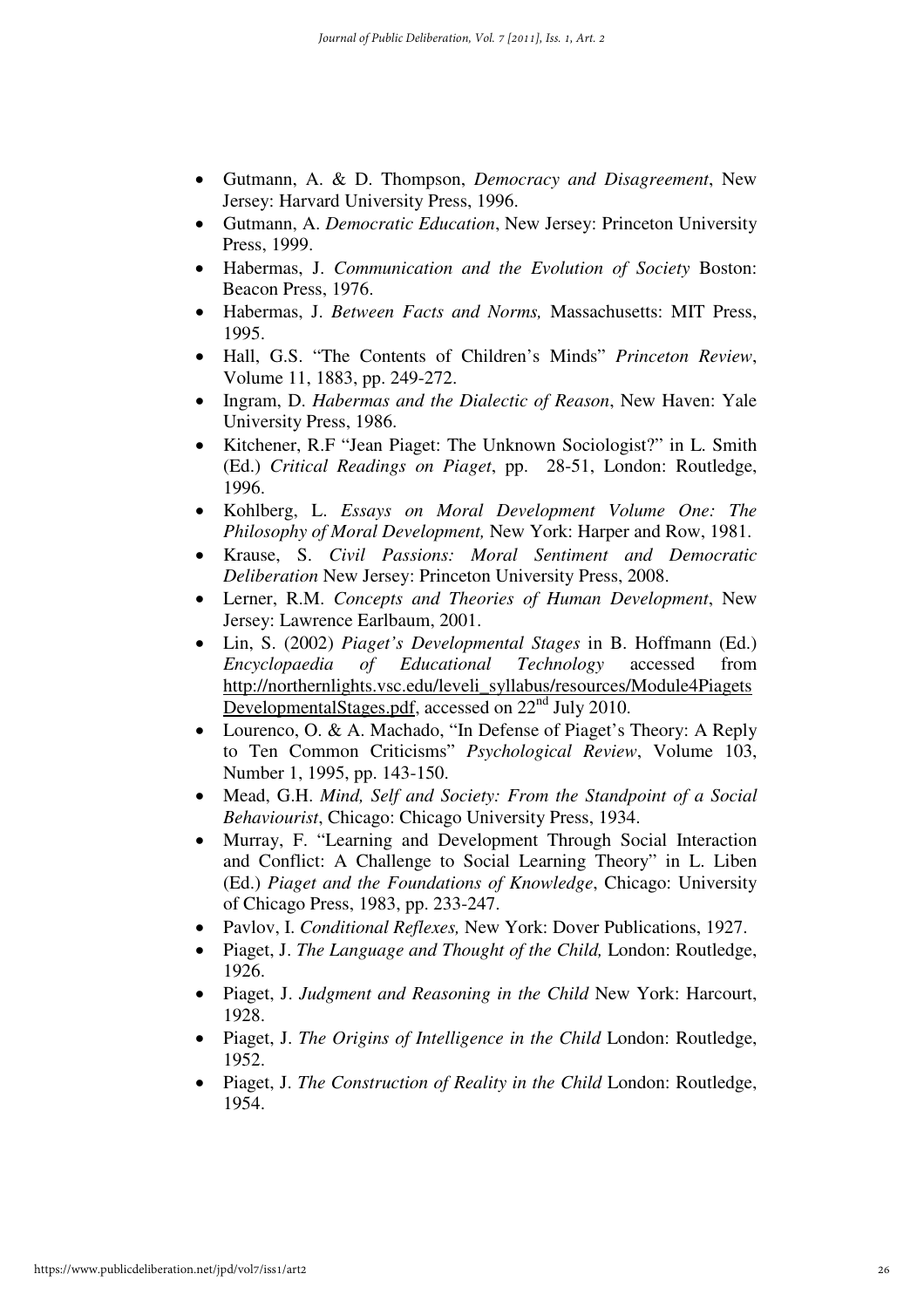- Gutmann, A. & D. Thompson, *Democracy and Disagreement*, New Jersey: Harvard University Press, 1996.
- Gutmann, A. *Democratic Education*, New Jersey: Princeton University Press, 1999.
- Habermas, J. *Communication and the Evolution of Society* Boston: Beacon Press, 1976.
- Habermas, J. *Between Facts and Norms,* Massachusetts: MIT Press, 1995.
- Hall, G.S. "The Contents of Children's Minds" *Princeton Review*, Volume 11, 1883, pp. 249-272.
- Ingram, D. *Habermas and the Dialectic of Reason*, New Haven: Yale University Press, 1986.
- Kitchener, R.F "Jean Piaget: The Unknown Sociologist?" in L. Smith (Ed.) *Critical Readings on Piaget*, pp. 28-51, London: Routledge, 1996.
- Kohlberg, L. *Essays on Moral Development Volume One: The Philosophy of Moral Development,* New York: Harper and Row, 1981.
- Krause, S. *Civil Passions: Moral Sentiment and Democratic Deliberation* New Jersey: Princeton University Press, 2008.
- Lerner, R.M. *Concepts and Theories of Human Development*, New Jersey: Lawrence Earlbaum, 2001.
- Lin, S. (2002) *Piaget's Developmental Stages* in B. Hoffmann (Ed.) *Encyclopaedia of Educational Technology* accessed from http://northernlights.vsc.edu/leveli_syllabus/resources/Module4PiagetsDevelopmentalStages.pdf, accessed on 22nd July 2010.
- Lourenco, O. & A. Machado, "In Defense of Piaget's Theory: A Reply to Ten Common Criticisms" *Psychological Review*, Volume 103, Number 1, 1995, pp. 143-150.
- Mead, G.H. *Mind, Self and Society: From the Standpoint of a Social Behaviourist*, Chicago: Chicago University Press, 1934.
- Murray, F. "Learning and Development Through Social Interaction and Conflict: A Challenge to Social Learning Theory" in L. Liben (Ed.) *Piaget and the Foundations of Knowledge*, Chicago: University of Chicago Press, 1983, pp. 233-247.
- Pavlov, I. *Conditional Reflexes,* New York: Dover Publications, 1927.
- Piaget, J. *The Language and Thought of the Child,* London: Routledge, 1926.
- Piaget, J. *Judgment and Reasoning in the Child* New York: Harcourt, 1928.
- Piaget, J. *The Origins of Intelligence in the Child* London: Routledge, 1952.
- Piaget, J. *The Construction of Reality in the Child* London: Routledge, 1954.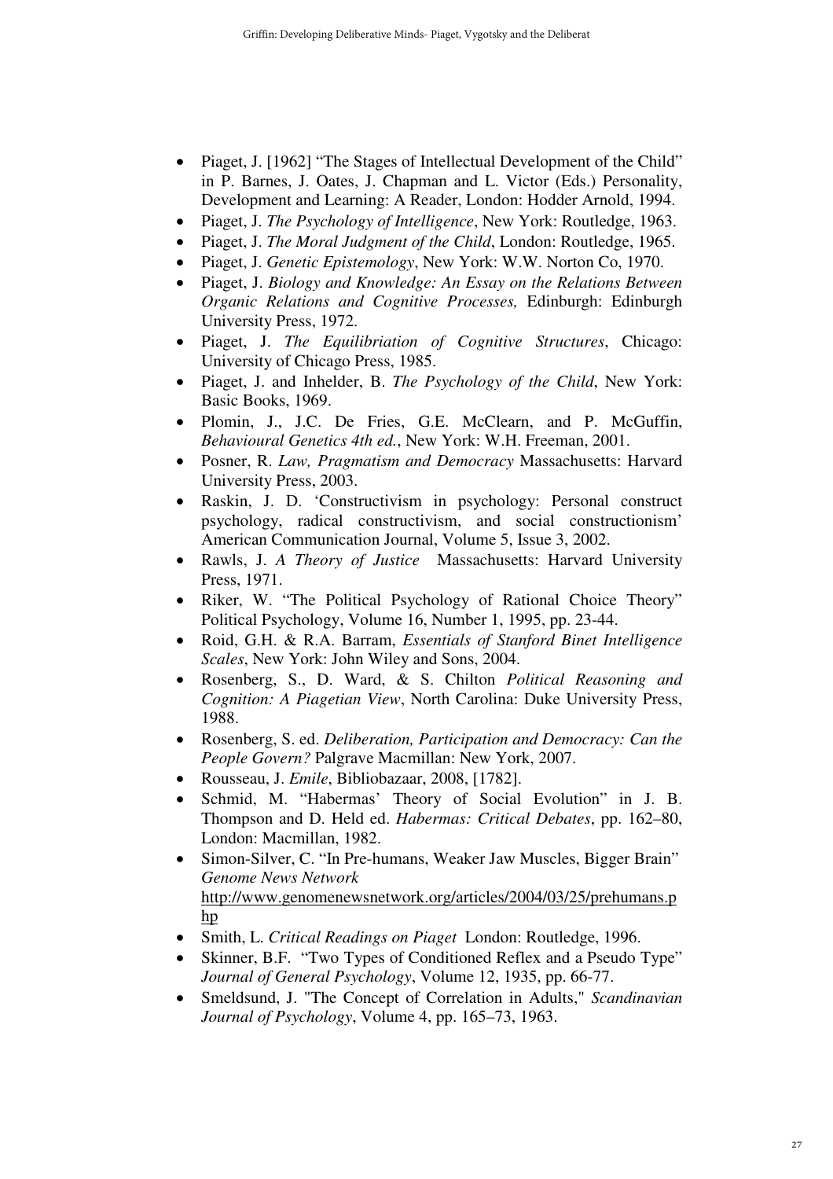- Piaget, J. [1962] "The Stages of Intellectual Development of the Child" in P. Barnes, J. Oates, J. Chapman and L. Victor (Eds.) Personality, Development and Learning: A Reader, London: Hodder Arnold, 1994.
- Piaget, J. *The Psychology of Intelligence*, New York: Routledge, 1963.
- Piaget, J. *The Moral Judgment of the Child*, London: Routledge, 1965.
- Piaget, J. *Genetic Epistemology*, New York: W.W. Norton Co, 1970.
- Piaget, J. *Biology and Knowledge: An Essay on the Relations Between Organic Relations and Cognitive Processes,* Edinburgh: Edinburgh University Press, 1972.
- Piaget, J. *The Equilibriation of Cognitive Structures*, Chicago: University of Chicago Press, 1985.
- Piaget, J. and Inhelder, B. *The Psychology of the Child*, New York: Basic Books, 1969.
- Plomin, J., J.C. De Fries, G.E. McClearn, and P. McGuffin, *Behavioural Genetics 4th ed.*, New York: W.H. Freeman, 2001.
- Posner, R. *Law, Pragmatism and Democracy* Massachusetts: Harvard University Press, 2003.
- Raskin, J. D. 'Constructivism in psychology: Personal construct psychology, radical constructivism, and social constructionism' American Communication Journal, Volume 5, Issue 3, 2002.
- Rawls, J. *A Theory of Justice* Massachusetts: Harvard University Press, 1971.
- Riker, W. "The Political Psychology of Rational Choice Theory" Political Psychology, Volume 16, Number 1, 1995, pp. 23-44.
- Roid, G.H. & R.A. Barram, *Essentials of Stanford Binet Intelligence Scales*, New York: John Wiley and Sons, 2004.
- Rosenberg, S., D. Ward, & S. Chilton *Political Reasoning and Cognition: A Piagetian View*, North Carolina: Duke University Press, 1988.
- Rosenberg, S. ed. *Deliberation, Participation and Democracy: Can the People Govern?* Palgrave Macmillan: New York, 2007.
- Rousseau, J. *Emile*, Bibliobazaar, 2008, [1782].
- Schmid, M. "Habermas' Theory of Social Evolution" in J. B. Thompson and D. Held ed. *Habermas: Critical Debates*, pp. 162–80, London: Macmillan, 1982.
- Simon-Silver, C. "In Pre-humans, Weaker Jaw Muscles, Bigger Brain" *Genome News Network* http://www.genomenewsnetwork.org/articles/2004/03/25/prehumans.php
- Smith, L. *Critical Readings on Piaget* London: Routledge, 1996.
- Skinner, B.F. "Two Types of Conditioned Reflex and a Pseudo Type" *Journal of General Psychology*, Volume 12, 1935, pp. 66-77.
- Smeldsund, J. "The Concept of Correlation in Adults," *Scandinavian Journal of Psychology*, Volume 4, pp. 165–73, 1963.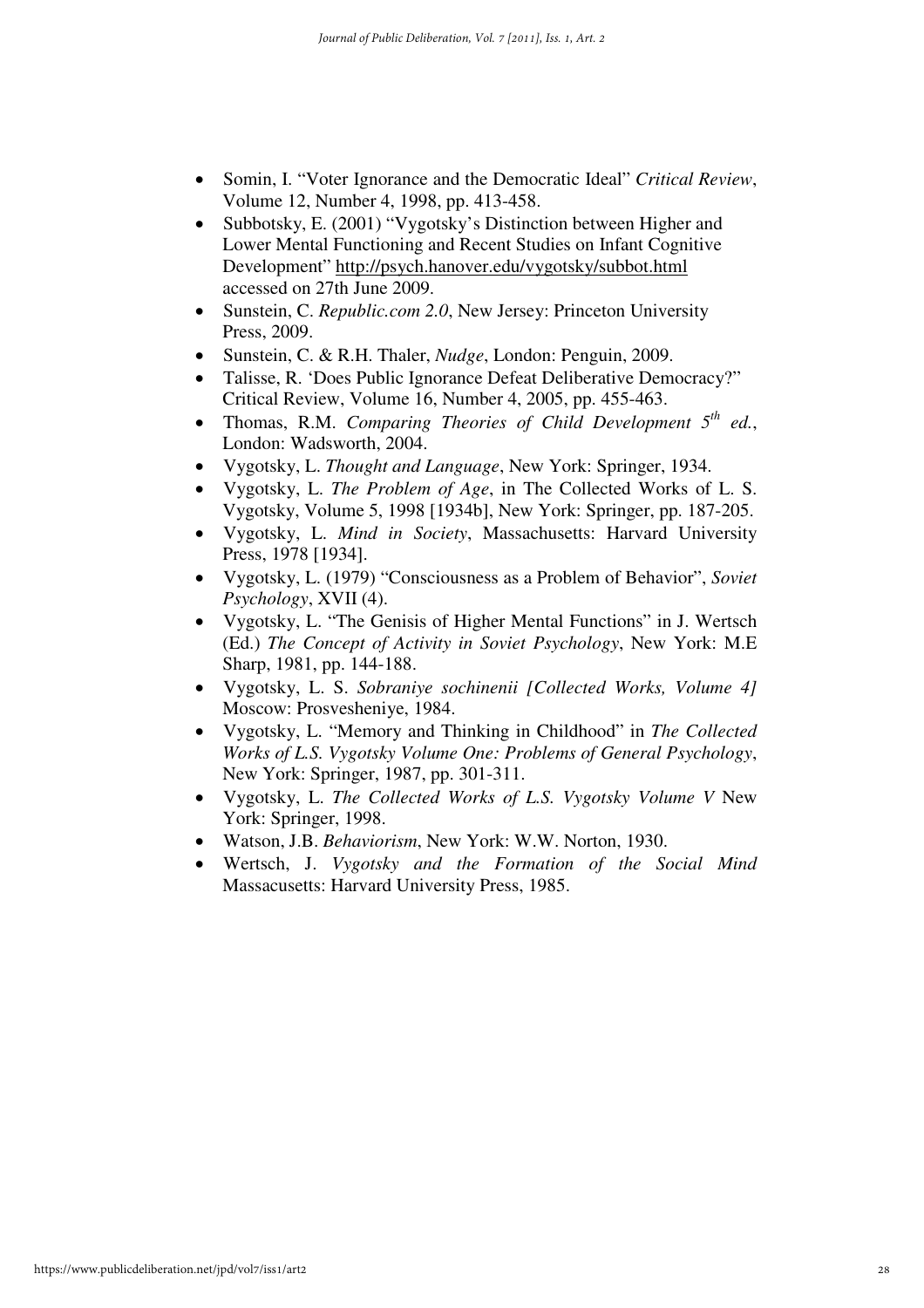- Somin, I. "Voter Ignorance and the Democratic Ideal" *Critical Review*, Volume 12, Number 4, 1998, pp. 413-458.
- Subbotsky, E. (2001) "Vygotsky's Distinction between Higher and Lower Mental Functioning and Recent Studies on Infant Cognitive Development" http://psych.hanover.edu/vygotsky/subbot.html accessed on 27th June 2009.
- Sunstein, C. *Republic.com 2.0*, New Jersey: Princeton University Press, 2009.
- Sunstein, C. & R.H. Thaler, *Nudge*, London: Penguin, 2009.
- Talisse, R. 'Does Public Ignorance Defeat Deliberative Democracy?" Critical Review, Volume 16, Number 4, 2005, pp. 455-463.
- Thomas, R.M. *Comparing Theories of Child Development 5th ed.*, London: Wadsworth, 2004.
- Vygotsky, L. *Thought and Language*, New York: Springer, 1934.
- Vygotsky, L. *The Problem of Age*, in The Collected Works of L. S. Vygotsky, Volume 5, 1998 [1934b], New York: Springer, pp. 187-205.
- Vygotsky, L. *Mind in Society*, Massachusetts: Harvard University Press, 1978 [1934].
- Vygotsky, L. (1979) "Consciousness as a Problem of Behavior", *Soviet Psychology*, XVII (4).
- Vygotsky, L. "The Genisis of Higher Mental Functions" in J. Wertsch (Ed.) *The Concept of Activity in Soviet Psychology*, New York: M.E Sharp, 1981, pp. 144-188.
- Vygotsky, L. S. *Sobraniye sochinenii [Collected Works, Volume 4]* Moscow: Prosvesheniye, 1984.
- Vygotsky, L. "Memory and Thinking in Childhood" in *The Collected Works of L.S. Vygotsky Volume One: Problems of General Psychology*, New York: Springer, 1987, pp. 301-311.
- Vygotsky, L. *The Collected Works of L.S. Vygotsky Volume V* New York: Springer, 1998.
- Watson, J.B. *Behaviorism*, New York: W.W. Norton, 1930.
- Wertsch, J. *Vygotsky and the Formation of the Social Mind* Massacusetts: Harvard University Press, 1985.